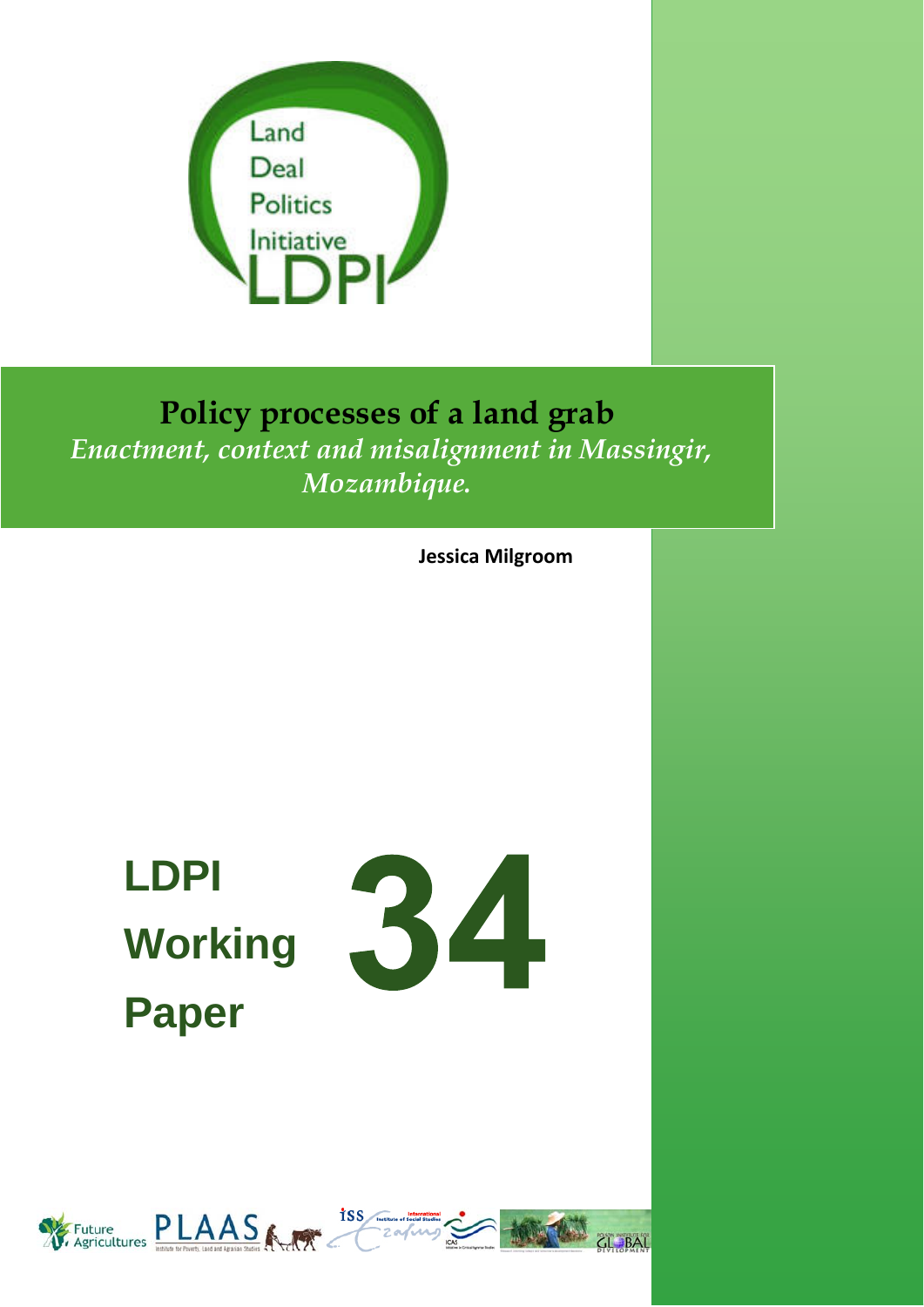Land
Deal
Politics
Initiative
LDPI

# Policy processes of a land grab

*Enactment, context and misalignment in Massingir, Mozambique.*

**Jessica Milgroom**

**LDPI Working Paper 34**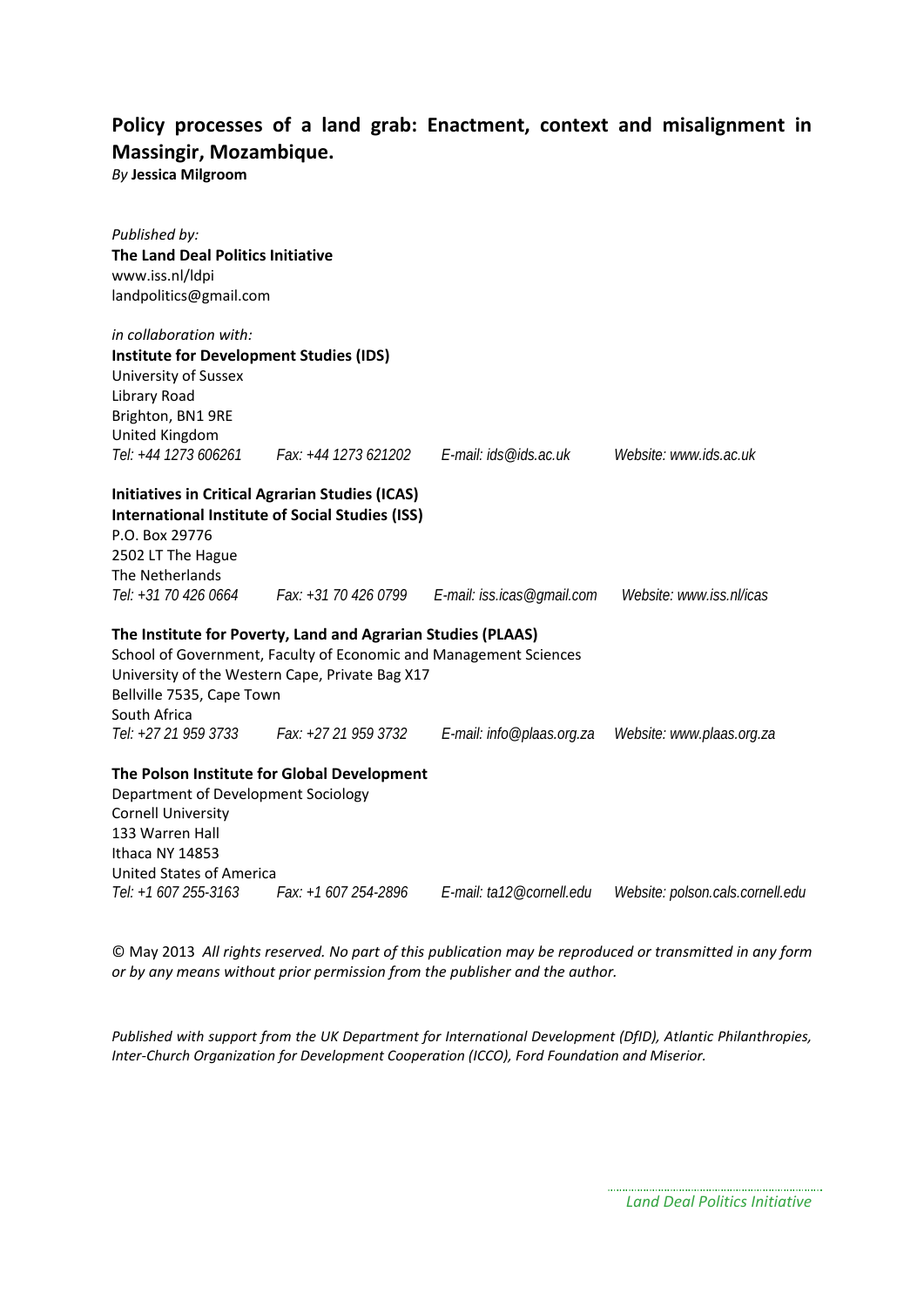**Policy processes of a land grab: Enactment, context and misalignment in Massingir, Mozambique.**
*By* **Jessica Milgroom**

*Published by:*
**The Land Deal Politics Initiative**
www.iss.nl/ldpi
landpolitics@gmail.com

*in collaboration with:*
**Institute for Development Studies (IDS)**
University of Sussex
Library Road
Brighton, BN1 9RE
United Kingdom
*Tel: +44 1273 606261* *Fax: +44 1273 621202* *E-mail: ids@ids.ac.uk* *Website: www.ids.ac.uk*

**Initiatives in Critical Agrarian Studies (ICAS)**
**International Institute of Social Studies (ISS)**
P.O. Box 29776
2502 LT The Hague
The Netherlands
*Tel: +31 70 426 0664* *Fax: +31 70 426 0799* *E-mail: iss.icas@gmail.com* *Website: www.iss.nl/icas*

**The Institute for Poverty, Land and Agrarian Studies (PLAAS)**
School of Government, Faculty of Economic and Management Sciences
University of the Western Cape, Private Bag X17
Bellville 7535, Cape Town
South Africa
*Tel: +27 21 959 3733* *Fax: +27 21 959 3732* *E-mail: info@plaas.org.za* *Website: www.plaas.org.za*

**The Polson Institute for Global Development**
Department of Development Sociology
Cornell University
133 Warren Hall
Ithaca NY 14853
United States of America
*Tel: +1 607 255-3163* *Fax: +1 607 254-2896* *E-mail: ta12@cornell.edu* *Website: polson.cals.cornell.edu*

© May 2013 *All rights reserved. No part of this publication may be reproduced or transmitted in any form or by any means without prior permission from the publisher and the author.*

*Published with support from the UK Department for International Development (DfID), Atlantic Philanthropies, Inter-Church Organization for Development Cooperation (ICCO), Ford Foundation and Miserior.*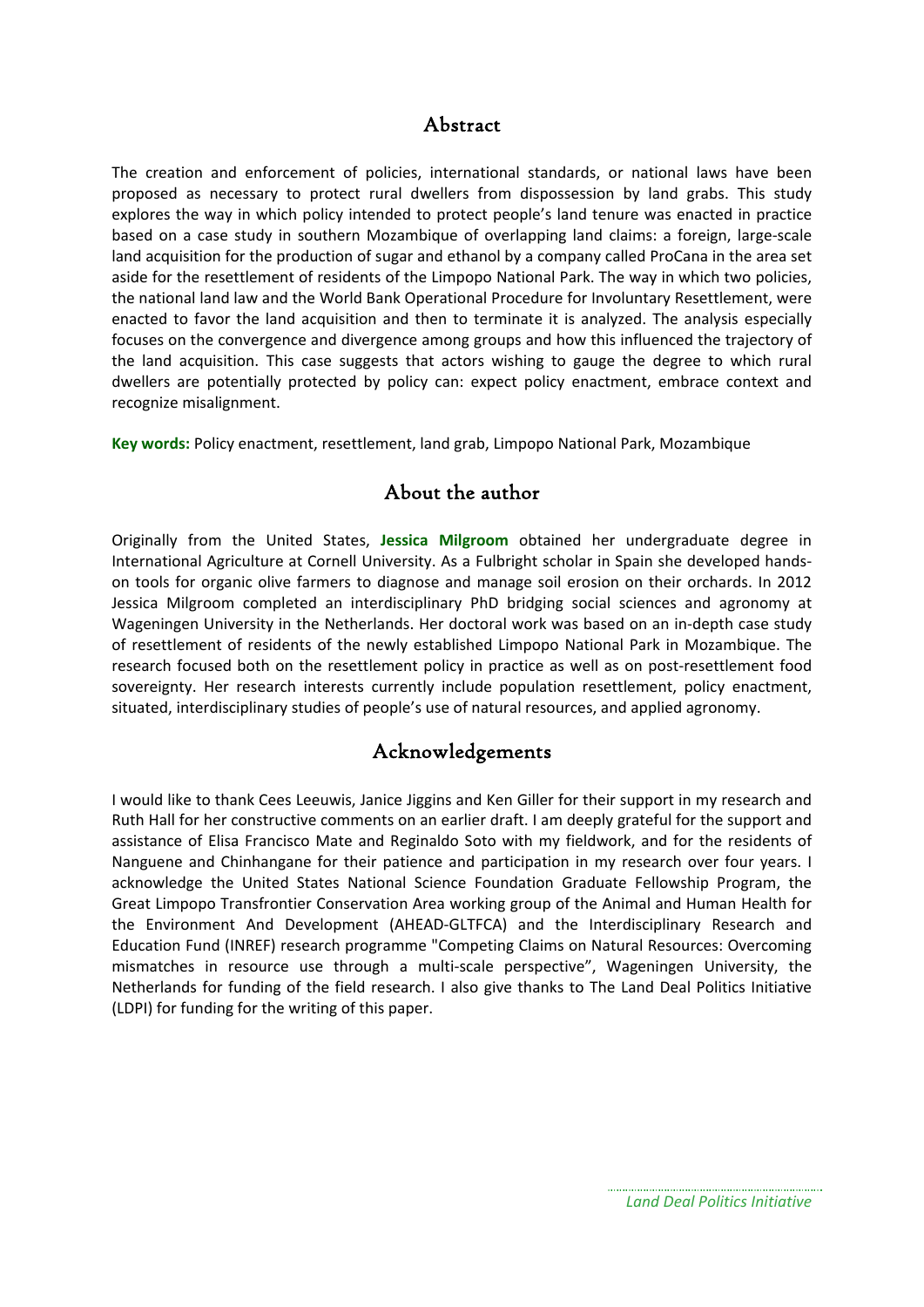## Abstract

The creation and enforcement of policies, international standards, or national laws have been proposed as necessary to protect rural dwellers from dispossession by land grabs. This study explores the way in which policy intended to protect people's land tenure was enacted in practice based on a case study in southern Mozambique of overlapping land claims: a foreign, large-scale land acquisition for the production of sugar and ethanol by a company called ProCana in the area set aside for the resettlement of residents of the Limpopo National Park. The way in which two policies, the national land law and the World Bank Operational Procedure for Involuntary Resettlement, were enacted to favor the land acquisition and then to terminate it is analyzed. The analysis especially focuses on the convergence and divergence among groups and how this influenced the trajectory of the land acquisition. This case suggests that actors wishing to gauge the degree to which rural dwellers are potentially protected by policy can: expect policy enactment, embrace context and recognize misalignment.

**Key words:** Policy enactment, resettlement, land grab, Limpopo National Park, Mozambique

## About the author

Originally from the United States, **Jessica Milgroom** obtained her undergraduate degree in International Agriculture at Cornell University. As a Fulbright scholar in Spain she developed hands-on tools for organic olive farmers to diagnose and manage soil erosion on their orchards. In 2012 Jessica Milgroom completed an interdisciplinary PhD bridging social sciences and agronomy at Wageningen University in the Netherlands. Her doctoral work was based on an in-depth case study of resettlement of residents of the newly established Limpopo National Park in Mozambique. The research focused both on the resettlement policy in practice as well as on post-resettlement food sovereignty. Her research interests currently include population resettlement, policy enactment, situated, interdisciplinary studies of people's use of natural resources, and applied agronomy.

## Acknowledgements

I would like to thank Cees Leeuwis, Janice Jiggins and Ken Giller for their support in my research and Ruth Hall for her constructive comments on an earlier draft. I am deeply grateful for the support and assistance of Elisa Francisco Mate and Reginaldo Soto with my fieldwork, and for the residents of Nanguene and Chinhangane for their patience and participation in my research over four years. I acknowledge the United States National Science Foundation Graduate Fellowship Program, the Great Limpopo Transfrontier Conservation Area working group of the Animal and Human Health for the Environment And Development (AHEAD-GLTFCA) and the Interdisciplinary Research and Education Fund (INREF) research programme "Competing Claims on Natural Resources: Overcoming mismatches in resource use through a multi-scale perspective", Wageningen University, the Netherlands for funding of the field research. I also give thanks to The Land Deal Politics Initiative (LDPI) for funding for the writing of this paper.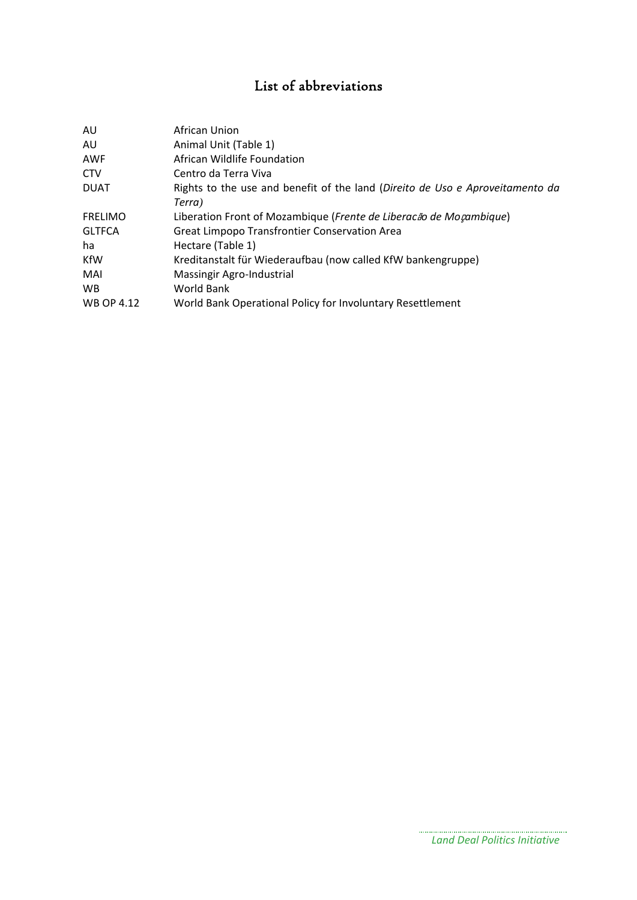# List of abbreviations

| | |
|---|---|
| AU | African Union |
| AU | Animal Unit (Table 1) |
| AWF | African Wildlife Foundation |
| CTV | Centro da Terra Viva |
| DUAT | Rights to the use and benefit of the land (*Direito de Uso e Aproveitamento da Terra*) |
| FRELIMO | Liberation Front of Mozambique (*Frente de Liberacão de Moçambique*) |
| GLTFCA | Great Limpopo Transfrontier Conservation Area |
| ha | Hectare (Table 1) |
| KfW | Kreditanstalt für Wiederaufbau (now called KfW bankengruppe) |
| MAI | Massingir Agro-Industrial |
| WB | World Bank |
| WB OP 4.12 | World Bank Operational Policy for Involuntary Resettlement |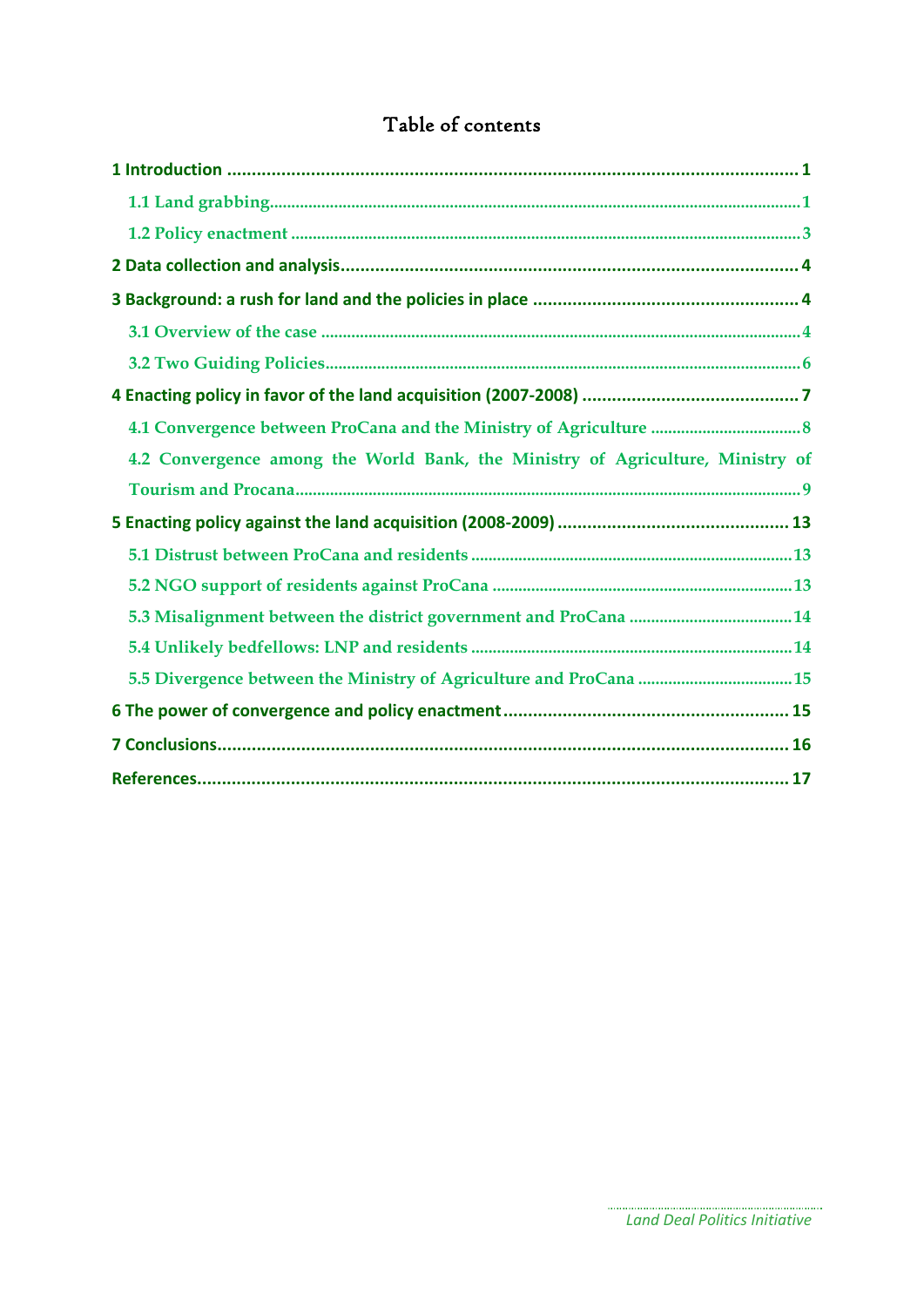# Table of contents

1 Introduction ..................................................................................................................... 1

1.1 Land grabbing............................................................................................................. 1

1.2 Policy enactment ....................................................................................................... 3

2 Data collection and analysis.............................................................................................. 4

3 Background: a rush for land and the policies in place ....................................................... 4

3.1 Overview of the case ................................................................................................. 4

3.2 Two Guiding Policies................................................................................................... 6

4 Enacting policy in favor of the land acquisition (2007-2008) ............................................. 7

4.1 Convergence between ProCana and the Ministry of Agriculture .................................. 8

4.2 Convergence among the World Bank, the Ministry of Agriculture, Ministry of Tourism and Procana....................................................................................................... 9

5 Enacting policy against the land acquisition (2008-2009) ................................................ 13

5.1 Distrust between ProCana and residents ................................................................... 13

5.2 NGO support of residents against ProCana ................................................................ 13

5.3 Misalignment between the district government and ProCana .................................... 14

5.4 Unlikely bedfellows: LNP and residents ..................................................................... 14

5.5 Divergence between the Ministry of Agriculture and ProCana .................................... 15

6 The power of convergence and policy enactment ........................................................... 15

7 Conclusions.................................................................................................................... 16

References......................................................................................................................... 17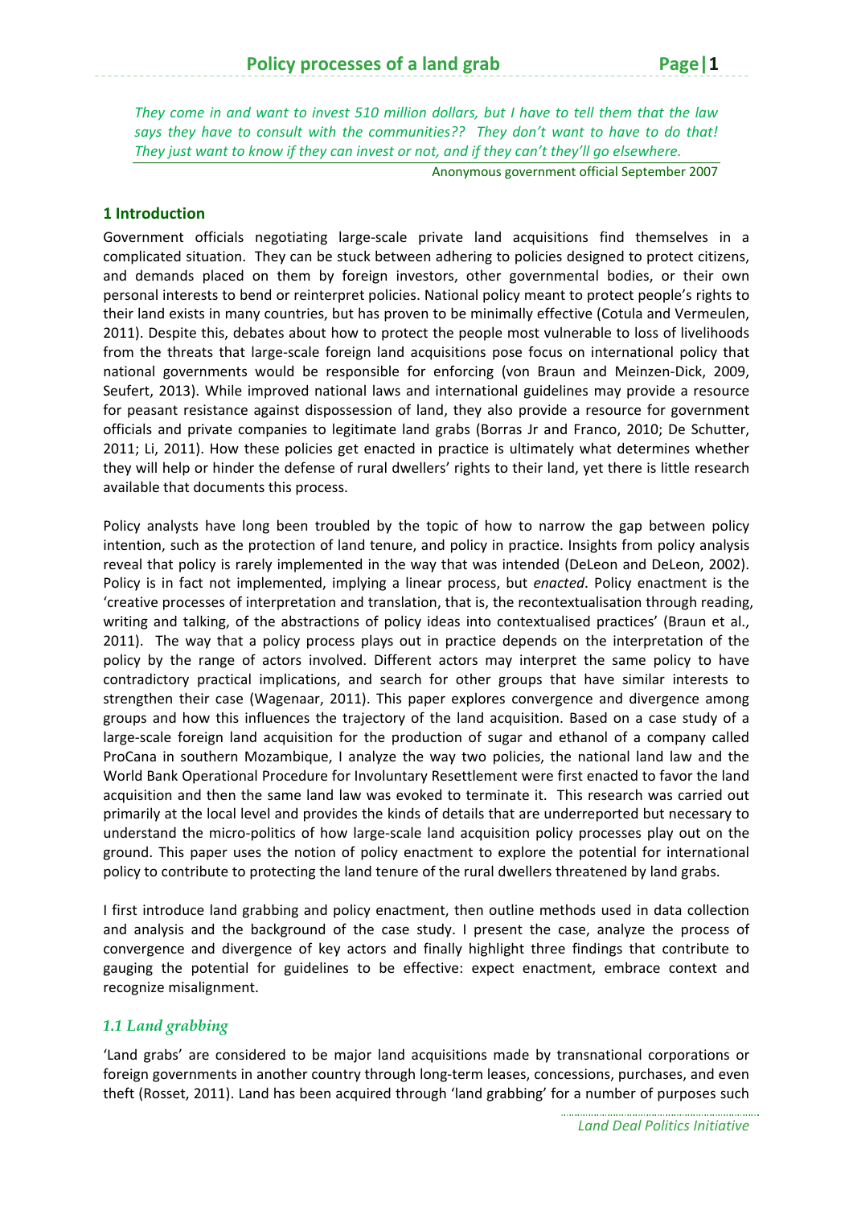*They come in and want to invest 510 million dollars, but I have to tell them that the law says they have to consult with the communities?? They don't want to have to do that! They just want to know if they can invest or not, and if they can't they'll go elsewhere.*

Anonymous government official September 2007

## 1 Introduction

Government officials negotiating large-scale private land acquisitions find themselves in a complicated situation. They can be stuck between adhering to policies designed to protect citizens, and demands placed on them by foreign investors, other governmental bodies, or their own personal interests to bend or reinterpret policies. National policy meant to protect people's rights to their land exists in many countries, but has proven to be minimally effective (Cotula and Vermeulen, 2011). Despite this, debates about how to protect the people most vulnerable to loss of livelihoods from the threats that large-scale foreign land acquisitions pose focus on international policy that national governments would be responsible for enforcing (von Braun and Meinzen-Dick, 2009, Seufert, 2013). While improved national laws and international guidelines may provide a resource for peasant resistance against dispossession of land, they also provide a resource for government officials and private companies to legitimate land grabs (Borras Jr and Franco, 2010; De Schutter, 2011; Li, 2011). How these policies get enacted in practice is ultimately what determines whether they will help or hinder the defense of rural dwellers' rights to their land, yet there is little research available that documents this process.

Policy analysts have long been troubled by the topic of how to narrow the gap between policy intention, such as the protection of land tenure, and policy in practice. Insights from policy analysis reveal that policy is rarely implemented in the way that was intended (DeLeon and DeLeon, 2002). Policy is in fact not implemented, implying a linear process, but *enacted*. Policy enactment is the 'creative processes of interpretation and translation, that is, the recontextualisation through reading, writing and talking, of the abstractions of policy ideas into contextualised practices' (Braun et al., 2011). The way that a policy process plays out in practice depends on the interpretation of the policy by the range of actors involved. Different actors may interpret the same policy to have contradictory practical implications, and search for other groups that have similar interests to strengthen their case (Wagenaar, 2011). This paper explores convergence and divergence among groups and how this influences the trajectory of the land acquisition. Based on a case study of a large-scale foreign land acquisition for the production of sugar and ethanol of a company called ProCana in southern Mozambique, I analyze the way two policies, the national land law and the World Bank Operational Procedure for Involuntary Resettlement were first enacted to favor the land acquisition and then the same land law was evoked to terminate it. This research was carried out primarily at the local level and provides the kinds of details that are underreported but necessary to understand the micro-politics of how large-scale land acquisition policy processes play out on the ground. This paper uses the notion of policy enactment to explore the potential for international policy to contribute to protecting the land tenure of the rural dwellers threatened by land grabs.

I first introduce land grabbing and policy enactment, then outline methods used in data collection and analysis and the background of the case study. I present the case, analyze the process of convergence and divergence of key actors and finally highlight three findings that contribute to gauging the potential for guidelines to be effective: expect enactment, embrace context and recognize misalignment.

### *1.1 Land grabbing*

'Land grabs' are considered to be major land acquisitions made by transnational corporations or foreign governments in another country through long-term leases, concessions, purchases, and even theft (Rosset, 2011). Land has been acquired through 'land grabbing' for a number of purposes such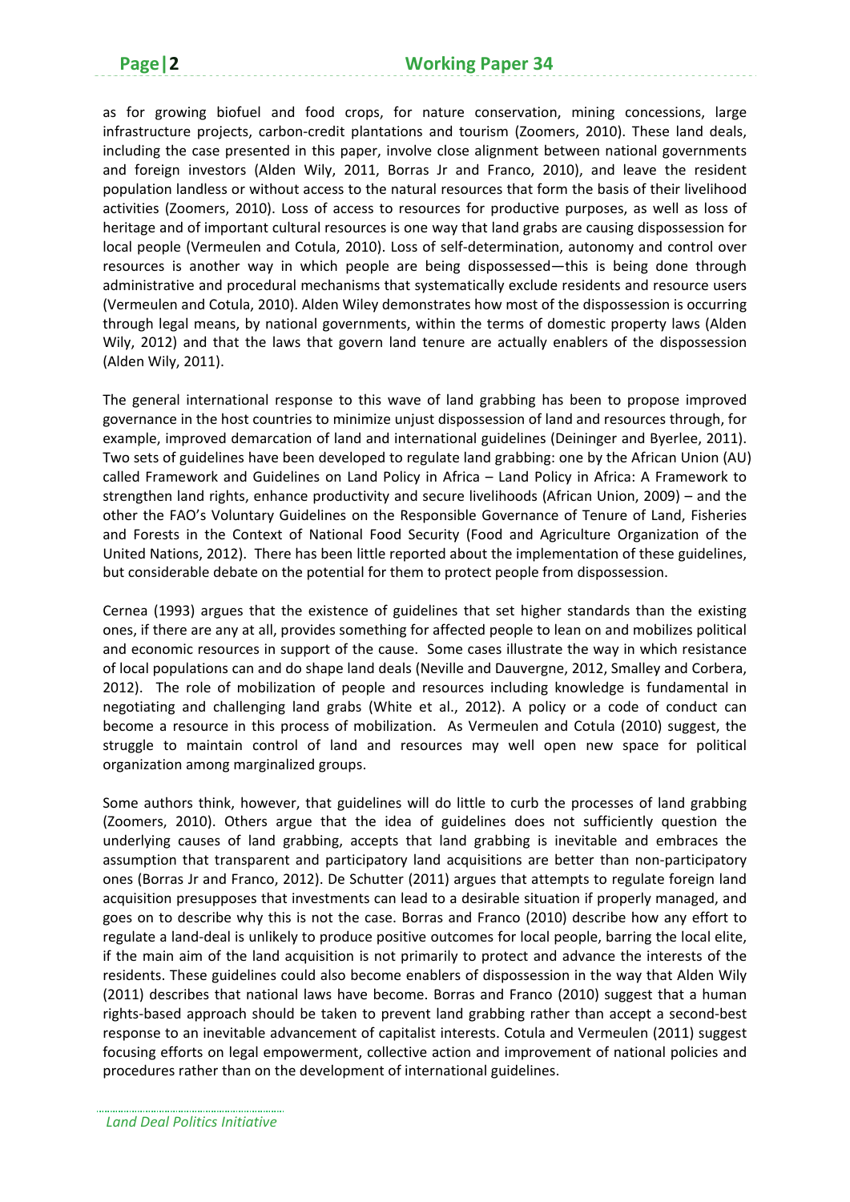as for growing biofuel and food crops, for nature conservation, mining concessions, large infrastructure projects, carbon-credit plantations and tourism (Zoomers, 2010). These land deals, including the case presented in this paper, involve close alignment between national governments and foreign investors (Alden Wily, 2011, Borras Jr and Franco, 2010), and leave the resident population landless or without access to the natural resources that form the basis of their livelihood activities (Zoomers, 2010). Loss of access to resources for productive purposes, as well as loss of heritage and of important cultural resources is one way that land grabs are causing dispossession for local people (Vermeulen and Cotula, 2010). Loss of self-determination, autonomy and control over resources is another way in which people are being dispossessed—this is being done through administrative and procedural mechanisms that systematically exclude residents and resource users (Vermeulen and Cotula, 2010). Alden Wiley demonstrates how most of the dispossession is occurring through legal means, by national governments, within the terms of domestic property laws (Alden Wily, 2012) and that the laws that govern land tenure are actually enablers of the dispossession (Alden Wily, 2011).

The general international response to this wave of land grabbing has been to propose improved governance in the host countries to minimize unjust dispossession of land and resources through, for example, improved demarcation of land and international guidelines (Deininger and Byerlee, 2011). Two sets of guidelines have been developed to regulate land grabbing: one by the African Union (AU) called Framework and Guidelines on Land Policy in Africa – Land Policy in Africa: A Framework to strengthen land rights, enhance productivity and secure livelihoods (African Union, 2009) – and the other the FAO's Voluntary Guidelines on the Responsible Governance of Tenure of Land, Fisheries and Forests in the Context of National Food Security (Food and Agriculture Organization of the United Nations, 2012). There has been little reported about the implementation of these guidelines, but considerable debate on the potential for them to protect people from dispossession.

Cernea (1993) argues that the existence of guidelines that set higher standards than the existing ones, if there are any at all, provides something for affected people to lean on and mobilizes political and economic resources in support of the cause. Some cases illustrate the way in which resistance of local populations can and do shape land deals (Neville and Dauvergne, 2012, Smalley and Corbera, 2012). The role of mobilization of people and resources including knowledge is fundamental in negotiating and challenging land grabs (White et al., 2012). A policy or a code of conduct can become a resource in this process of mobilization. As Vermeulen and Cotula (2010) suggest, the struggle to maintain control of land and resources may well open new space for political organization among marginalized groups.

Some authors think, however, that guidelines will do little to curb the processes of land grabbing (Zoomers, 2010). Others argue that the idea of guidelines does not sufficiently question the underlying causes of land grabbing, accepts that land grabbing is inevitable and embraces the assumption that transparent and participatory land acquisitions are better than non-participatory ones (Borras Jr and Franco, 2012). De Schutter (2011) argues that attempts to regulate foreign land acquisition presupposes that investments can lead to a desirable situation if properly managed, and goes on to describe why this is not the case. Borras and Franco (2010) describe how any effort to regulate a land-deal is unlikely to produce positive outcomes for local people, barring the local elite, if the main aim of the land acquisition is not primarily to protect and advance the interests of the residents. These guidelines could also become enablers of dispossession in the way that Alden Wily (2011) describes that national laws have become. Borras and Franco (2010) suggest that a human rights-based approach should be taken to prevent land grabbing rather than accept a second-best response to an inevitable advancement of capitalist interests. Cotula and Vermeulen (2011) suggest focusing efforts on legal empowerment, collective action and improvement of national policies and procedures rather than on the development of international guidelines.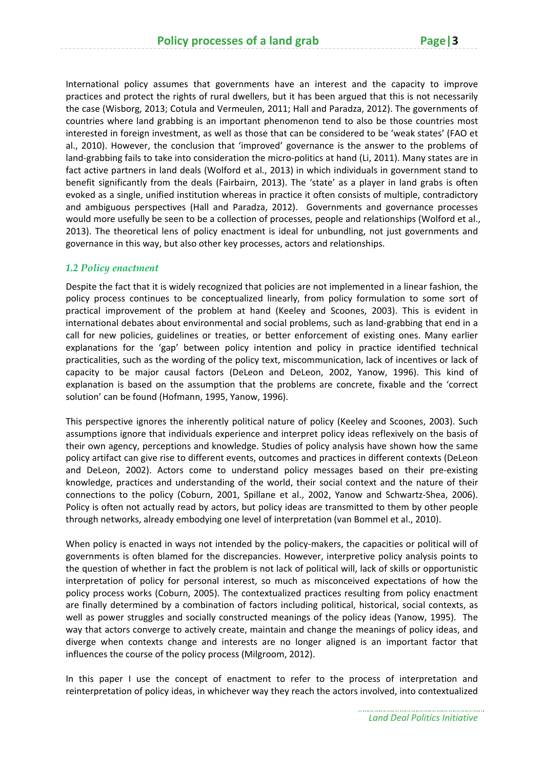International policy assumes that governments have an interest and the capacity to improve practices and protect the rights of rural dwellers, but it has been argued that this is not necessarily the case (Wisborg, 2013; Cotula and Vermeulen, 2011; Hall and Paradza, 2012). The governments of countries where land grabbing is an important phenomenon tend to also be those countries most interested in foreign investment, as well as those that can be considered to be 'weak states' (FAO et al., 2010). However, the conclusion that 'improved' governance is the answer to the problems of land-grabbing fails to take into consideration the micro-politics at hand (Li, 2011). Many states are in fact active partners in land deals (Wolford et al., 2013) in which individuals in government stand to benefit significantly from the deals (Fairbairn, 2013). The 'state' as a player in land grabs is often evoked as a single, unified institution whereas in practice it often consists of multiple, contradictory and ambiguous perspectives (Hall and Paradza, 2012). Governments and governance processes would more usefully be seen to be a collection of processes, people and relationships (Wolford et al., 2013). The theoretical lens of policy enactment is ideal for unbundling, not just governments and governance in this way, but also other key processes, actors and relationships.

### *1.2 Policy enactment*

Despite the fact that it is widely recognized that policies are not implemented in a linear fashion, the policy process continues to be conceptualized linearly, from policy formulation to some sort of practical improvement of the problem at hand (Keeley and Scoones, 2003). This is evident in international debates about environmental and social problems, such as land-grabbing that end in a call for new policies, guidelines or treaties, or better enforcement of existing ones. Many earlier explanations for the 'gap' between policy intention and policy in practice identified technical practicalities, such as the wording of the policy text, miscommunication, lack of incentives or lack of capacity to be major causal factors (DeLeon and DeLeon, 2002, Yanow, 1996). This kind of explanation is based on the assumption that the problems are concrete, fixable and the 'correct solution' can be found (Hofmann, 1995, Yanow, 1996).

This perspective ignores the inherently political nature of policy (Keeley and Scoones, 2003). Such assumptions ignore that individuals experience and interpret policy ideas reflexively on the basis of their own agency, perceptions and knowledge. Studies of policy analysis have shown how the same policy artifact can give rise to different events, outcomes and practices in different contexts (DeLeon and DeLeon, 2002). Actors come to understand policy messages based on their pre-existing knowledge, practices and understanding of the world, their social context and the nature of their connections to the policy (Coburn, 2001, Spillane et al., 2002, Yanow and Schwartz-Shea, 2006). Policy is often not actually read by actors, but policy ideas are transmitted to them by other people through networks, already embodying one level of interpretation (van Bommel et al., 2010).

When policy is enacted in ways not intended by the policy-makers, the capacities or political will of governments is often blamed for the discrepancies. However, interpretive policy analysis points to the question of whether in fact the problem is not lack of political will, lack of skills or opportunistic interpretation of policy for personal interest, so much as misconceived expectations of how the policy process works (Coburn, 2005). The contextualized practices resulting from policy enactment are finally determined by a combination of factors including political, historical, social contexts, as well as power struggles and socially constructed meanings of the policy ideas (Yanow, 1995). The way that actors converge to actively create, maintain and change the meanings of policy ideas, and diverge when contexts change and interests are no longer aligned is an important factor that influences the course of the policy process (Milgroom, 2012).

In this paper I use the concept of enactment to refer to the process of interpretation and reinterpretation of policy ideas, in whichever way they reach the actors involved, into contextualized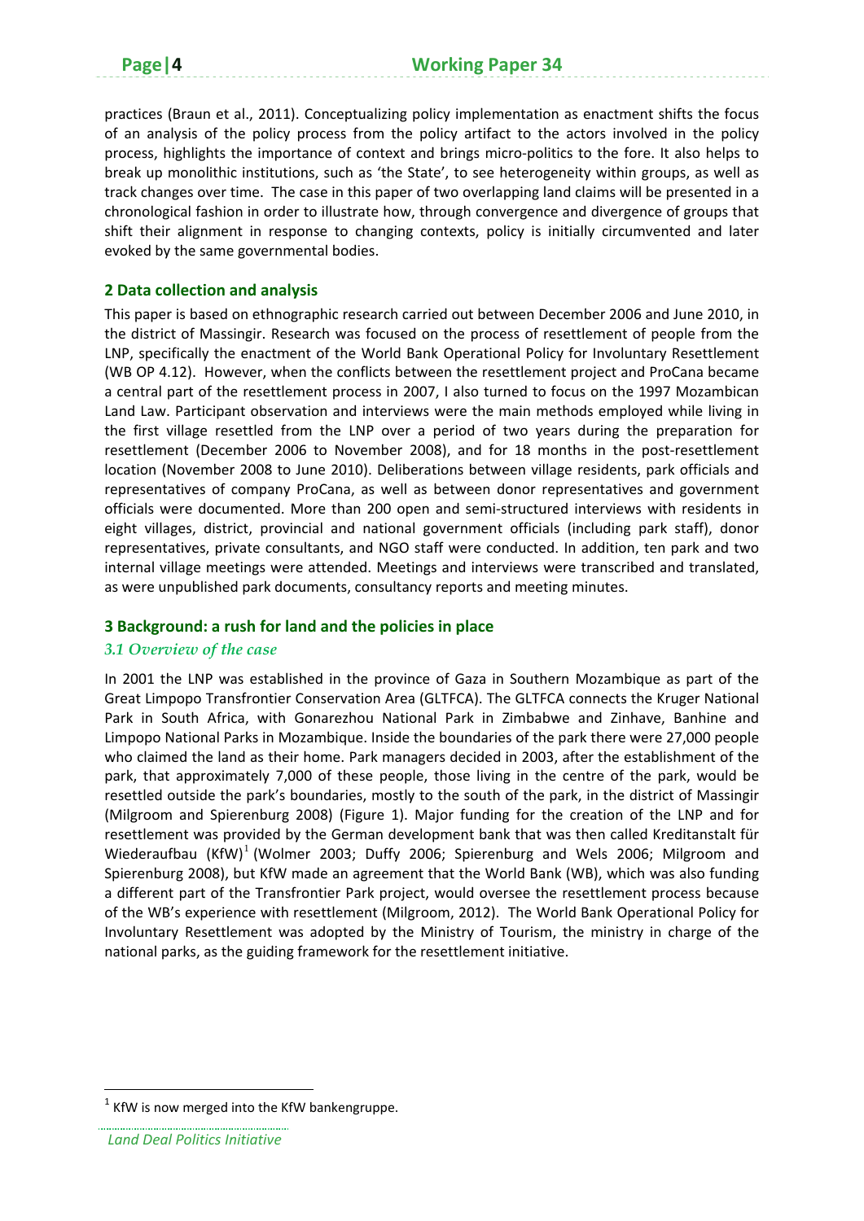practices (Braun et al., 2011). Conceptualizing policy implementation as enactment shifts the focus of an analysis of the policy process from the policy artifact to the actors involved in the policy process, highlights the importance of context and brings micro-politics to the fore. It also helps to break up monolithic institutions, such as 'the State', to see heterogeneity within groups, as well as track changes over time. The case in this paper of two overlapping land claims will be presented in a chronological fashion in order to illustrate how, through convergence and divergence of groups that shift their alignment in response to changing contexts, policy is initially circumvented and later evoked by the same governmental bodies.

## 2 Data collection and analysis

This paper is based on ethnographic research carried out between December 2006 and June 2010, in the district of Massingir. Research was focused on the process of resettlement of people from the LNP, specifically the enactment of the World Bank Operational Policy for Involuntary Resettlement (WB OP 4.12). However, when the conflicts between the resettlement project and ProCana became a central part of the resettlement process in 2007, I also turned to focus on the 1997 Mozambican Land Law. Participant observation and interviews were the main methods employed while living in the first village resettled from the LNP over a period of two years during the preparation for resettlement (December 2006 to November 2008), and for 18 months in the post-resettlement location (November 2008 to June 2010). Deliberations between village residents, park officials and representatives of company ProCana, as well as between donor representatives and government officials were documented. More than 200 open and semi-structured interviews with residents in eight villages, district, provincial and national government officials (including park staff), donor representatives, private consultants, and NGO staff were conducted. In addition, ten park and two internal village meetings were attended. Meetings and interviews were transcribed and translated, as were unpublished park documents, consultancy reports and meeting minutes.

## 3 Background: a rush for land and the policies in place

### *3.1 Overview of the case*

In 2001 the LNP was established in the province of Gaza in Southern Mozambique as part of the Great Limpopo Transfrontier Conservation Area (GLTFCA). The GLTFCA connects the Kruger National Park in South Africa, with Gonarezhou National Park in Zimbabwe and Zinhave, Banhine and Limpopo National Parks in Mozambique. Inside the boundaries of the park there were 27,000 people who claimed the land as their home. Park managers decided in 2003, after the establishment of the park, that approximately 7,000 of these people, those living in the centre of the park, would be resettled outside the park's boundaries, mostly to the south of the park, in the district of Massingir (Milgroom and Spierenburg 2008) (Figure 1). Major funding for the creation of the LNP and for resettlement was provided by the German development bank that was then called Kreditanstalt für Wiederaufbau (KfW)[1] (Wolmer 2003; Duffy 2006; Spierenburg and Wels 2006; Milgroom and Spierenburg 2008), but KfW made an agreement that the World Bank (WB), which was also funding a different part of the Transfrontier Park project, would oversee the resettlement process because of the WB's experience with resettlement (Milgroom, 2012). The World Bank Operational Policy for Involuntary Resettlement was adopted by the Ministry of Tourism, the ministry in charge of the national parks, as the guiding framework for the resettlement initiative.

[1] KfW is now merged into the KfW bankengruppe.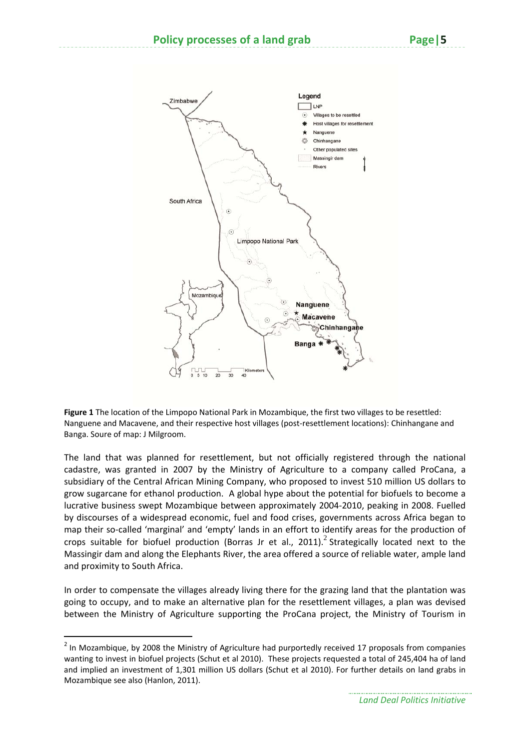**Figure 1** The location of the Limpopo National Park in Mozambique, the first two villages to be resettled: Nanguene and Macavene, and their respective host villages (post-resettlement locations): Chinhangane and Banga. Soure of map: J Milgroom.

The land that was planned for resettlement, but not officially registered through the national cadastre, was granted in 2007 by the Ministry of Agriculture to a company called ProCana, a subsidiary of the Central African Mining Company, who proposed to invest 510 million US dollars to grow sugarcane for ethanol production. A global hype about the potential for biofuels to become a lucrative business swept Mozambique between approximately 2004-2010, peaking in 2008. Fuelled by discourses of a widespread economic, fuel and food crises, governments across Africa began to map their so-called 'marginal' and 'empty' lands in an effort to identify areas for the production of crops suitable for biofuel production (Borras Jr et al., 2011).[2] Strategically located next to the Massingir dam and along the Elephants River, the area offered a source of reliable water, ample land and proximity to South Africa.

In order to compensate the villages already living there for the grazing land that the plantation was going to occupy, and to make an alternative plan for the resettlement villages, a plan was devised between the Ministry of Agriculture supporting the ProCana project, the Ministry of Tourism in

[2] In Mozambique, by 2008 the Ministry of Agriculture had purportedly received 17 proposals from companies wanting to invest in biofuel projects (Schut et al 2010). These projects requested a total of 245,404 ha of land and implied an investment of 1,301 million US dollars (Schut et al 2010). For further details on land grabs in Mozambique see also (Hanlon, 2011).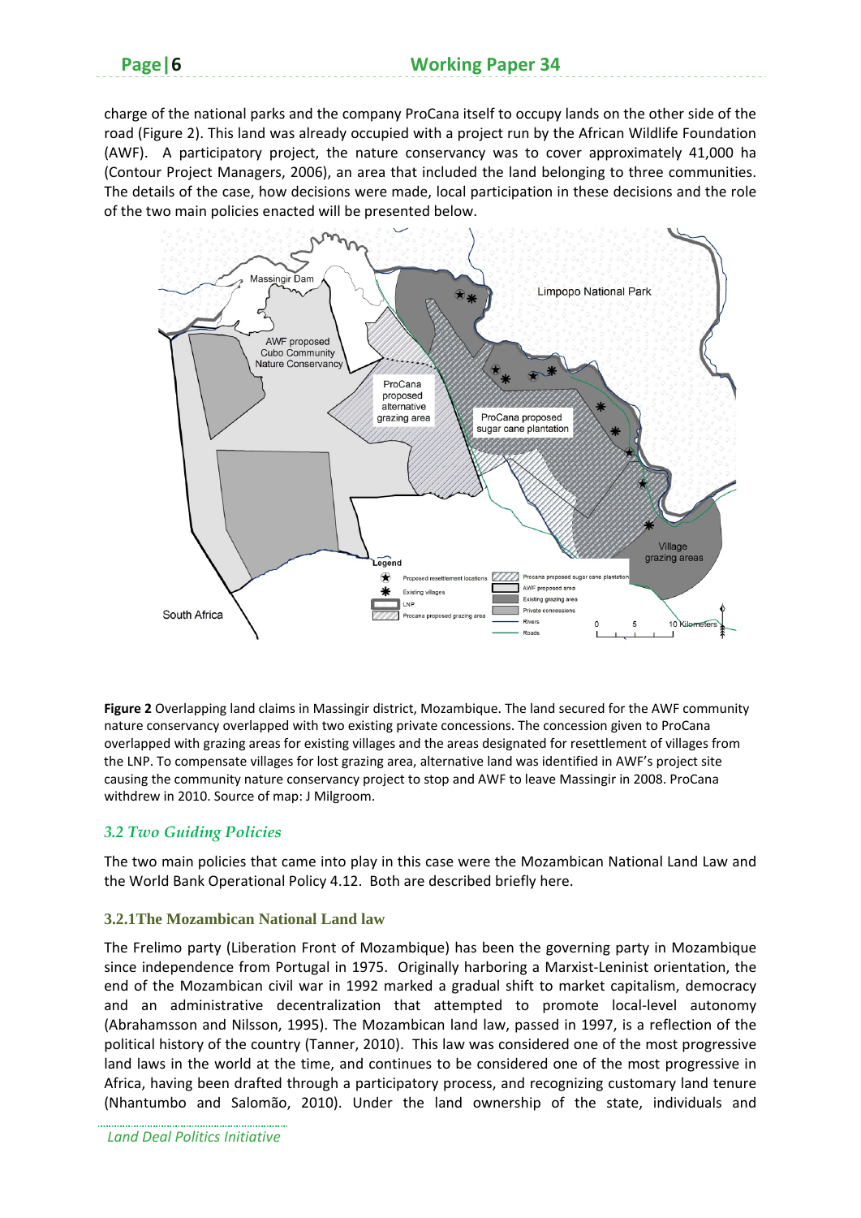charge of the national parks and the company ProCana itself to occupy lands on the other side of the road (Figure 2). This land was already occupied with a project run by the African Wildlife Foundation (AWF). A participatory project, the nature conservancy was to cover approximately 41,000 ha (Contour Project Managers, 2006), an area that included the land belonging to three communities. The details of the case, how decisions were made, local participation in these decisions and the role of the two main policies enacted will be presented below.

**Figure 2** Overlapping land claims in Massingir district, Mozambique. The land secured for the AWF community nature conservancy overlapped with two existing private concessions. The concession given to ProCana overlapped with grazing areas for existing villages and the areas designated for resettlement of villages from the LNP. To compensate villages for lost grazing area, alternative land was identified in AWF's project site causing the community nature conservancy project to stop and AWF to leave Massingir in 2008. ProCana withdrew in 2010. Source of map: J Milgroom.

## *3.2 Two Guiding Policies*

The two main policies that came into play in this case were the Mozambican National Land Law and the World Bank Operational Policy 4.12. Both are described briefly here.

### 3.2.1The Mozambican National Land law

The Frelimo party (Liberation Front of Mozambique) has been the governing party in Mozambique since independence from Portugal in 1975. Originally harboring a Marxist-Leninist orientation, the end of the Mozambican civil war in 1992 marked a gradual shift to market capitalism, democracy and an administrative decentralization that attempted to promote local-level autonomy (Abrahamsson and Nilsson, 1995). The Mozambican land law, passed in 1997, is a reflection of the political history of the country (Tanner, 2010). This law was considered one of the most progressive land laws in the world at the time, and continues to be considered one of the most progressive in Africa, having been drafted through a participatory process, and recognizing customary land tenure (Nhantumbo and Salomão, 2010). Under the land ownership of the state, individuals and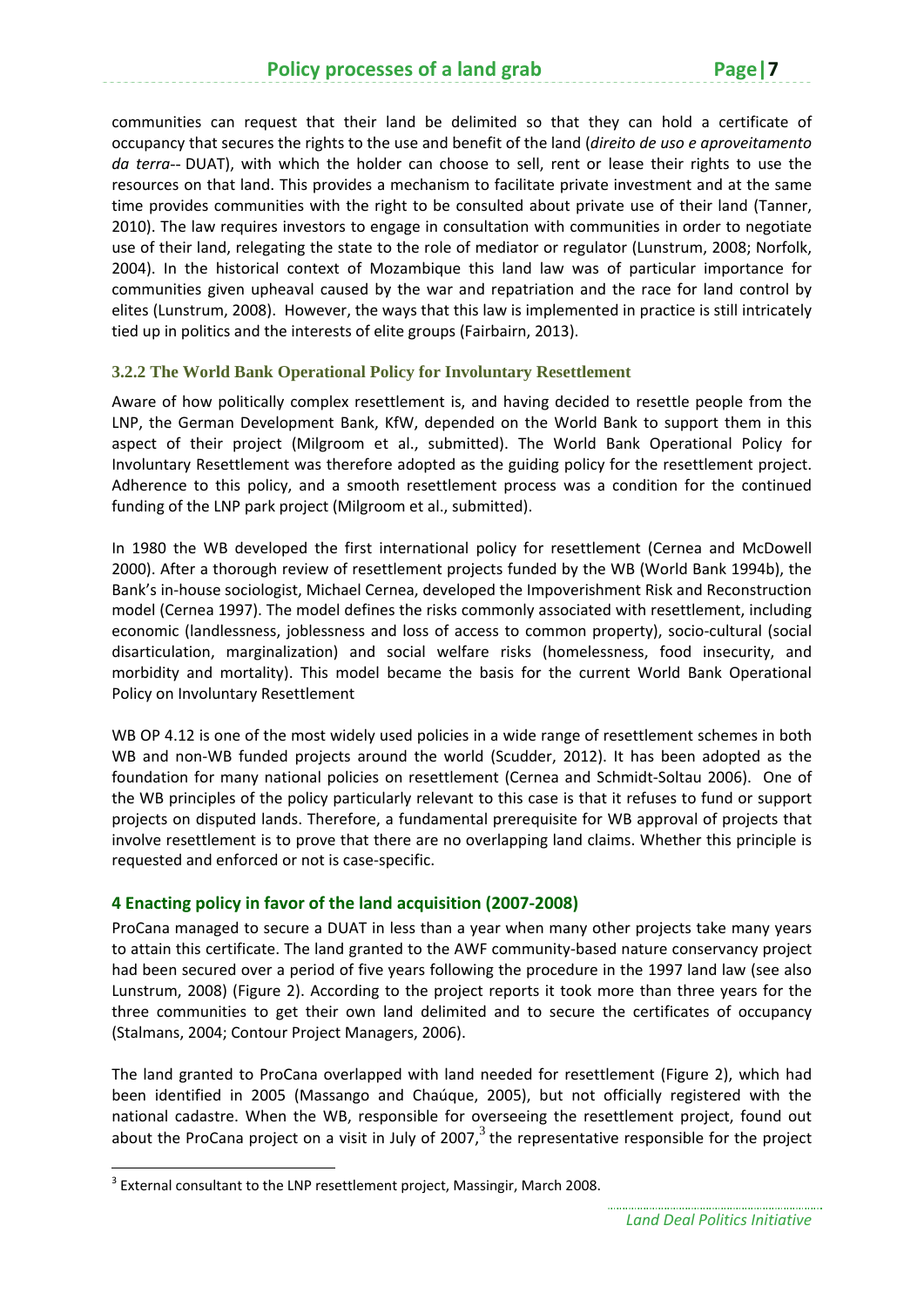communities can request that their land be delimited so that they can hold a certificate of occupancy that secures the rights to the use and benefit of the land (*direito de uso e aproveitamento da terra*-- DUAT), with which the holder can choose to sell, rent or lease their rights to use the resources on that land. This provides a mechanism to facilitate private investment and at the same time provides communities with the right to be consulted about private use of their land (Tanner, 2010). The law requires investors to engage in consultation with communities in order to negotiate use of their land, relegating the state to the role of mediator or regulator (Lunstrum, 2008; Norfolk, 2004). In the historical context of Mozambique this land law was of particular importance for communities given upheaval caused by the war and repatriation and the race for land control by elites (Lunstrum, 2008). However, the ways that this law is implemented in practice is still intricately tied up in politics and the interests of elite groups (Fairbairn, 2013).

### 3.2.2 The World Bank Operational Policy for Involuntary Resettlement

Aware of how politically complex resettlement is, and having decided to resettle people from the LNP, the German Development Bank, KfW, depended on the World Bank to support them in this aspect of their project (Milgroom et al., submitted). The World Bank Operational Policy for Involuntary Resettlement was therefore adopted as the guiding policy for the resettlement project. Adherence to this policy, and a smooth resettlement process was a condition for the continued funding of the LNP park project (Milgroom et al., submitted).

In 1980 the WB developed the first international policy for resettlement (Cernea and McDowell 2000). After a thorough review of resettlement projects funded by the WB (World Bank 1994b), the Bank's in-house sociologist, Michael Cernea, developed the Impoverishment Risk and Reconstruction model (Cernea 1997). The model defines the risks commonly associated with resettlement, including economic (landlessness, joblessness and loss of access to common property), socio-cultural (social disarticulation, marginalization) and social welfare risks (homelessness, food insecurity, and morbidity and mortality). This model became the basis for the current World Bank Operational Policy on Involuntary Resettlement

WB OP 4.12 is one of the most widely used policies in a wide range of resettlement schemes in both WB and non-WB funded projects around the world (Scudder, 2012). It has been adopted as the foundation for many national policies on resettlement (Cernea and Schmidt-Soltau 2006). One of the WB principles of the policy particularly relevant to this case is that it refuses to fund or support projects on disputed lands. Therefore, a fundamental prerequisite for WB approval of projects that involve resettlement is to prove that there are no overlapping land claims. Whether this principle is requested and enforced or not is case-specific.

## 4 Enacting policy in favor of the land acquisition (2007-2008)

ProCana managed to secure a DUAT in less than a year when many other projects take many years to attain this certificate. The land granted to the AWF community-based nature conservancy project had been secured over a period of five years following the procedure in the 1997 land law (see also Lunstrum, 2008) (Figure 2). According to the project reports it took more than three years for the three communities to get their own land delimited and to secure the certificates of occupancy (Stalmans, 2004; Contour Project Managers, 2006).

The land granted to ProCana overlapped with land needed for resettlement (Figure 2), which had been identified in 2005 (Massango and Chaúque, 2005), but not officially registered with the national cadastre. When the WB, responsible for overseeing the resettlement project, found out about the ProCana project on a visit in July of 2007,[3] the representative responsible for the project

[3] External consultant to the LNP resettlement project, Massingir, March 2008.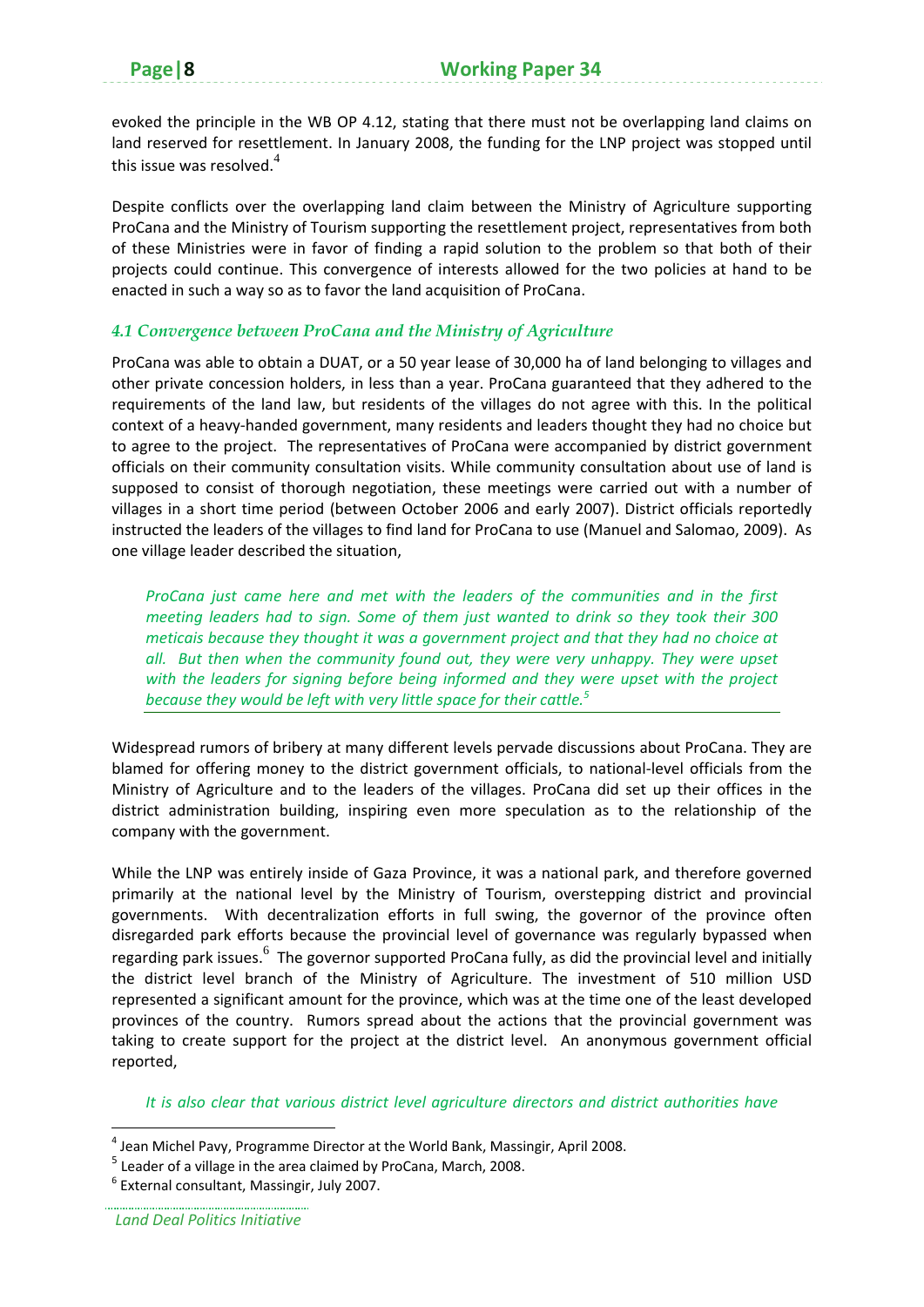evoked the principle in the WB OP 4.12, stating that there must not be overlapping land claims on land reserved for resettlement. In January 2008, the funding for the LNP project was stopped until this issue was resolved.[4]

Despite conflicts over the overlapping land claim between the Ministry of Agriculture supporting ProCana and the Ministry of Tourism supporting the resettlement project, representatives from both of these Ministries were in favor of finding a rapid solution to the problem so that both of their projects could continue. This convergence of interests allowed for the two policies at hand to be enacted in such a way so as to favor the land acquisition of ProCana.

### *4.1 Convergence between ProCana and the Ministry of Agriculture*

ProCana was able to obtain a DUAT, or a 50 year lease of 30,000 ha of land belonging to villages and other private concession holders, in less than a year. ProCana guaranteed that they adhered to the requirements of the land law, but residents of the villages do not agree with this. In the political context of a heavy-handed government, many residents and leaders thought they had no choice but to agree to the project. The representatives of ProCana were accompanied by district government officials on their community consultation visits. While community consultation about use of land is supposed to consist of thorough negotiation, these meetings were carried out with a number of villages in a short time period (between October 2006 and early 2007). District officials reportedly instructed the leaders of the villages to find land for ProCana to use (Manuel and Salomao, 2009). As one village leader described the situation,

> *ProCana just came here and met with the leaders of the communities and in the first meeting leaders had to sign. Some of them just wanted to drink so they took their 300 meticais because they thought it was a government project and that they had no choice at all. But then when the community found out, they were very unhappy. They were upset with the leaders for signing before being informed and they were upset with the project because they would be left with very little space for their cattle.*[5]

Widespread rumors of bribery at many different levels pervade discussions about ProCana. They are blamed for offering money to the district government officials, to national-level officials from the Ministry of Agriculture and to the leaders of the villages. ProCana did set up their offices in the district administration building, inspiring even more speculation as to the relationship of the company with the government.

While the LNP was entirely inside of Gaza Province, it was a national park, and therefore governed primarily at the national level by the Ministry of Tourism, overstepping district and provincial governments. With decentralization efforts in full swing, the governor of the province often disregarded park efforts because the provincial level of governance was regularly bypassed when regarding park issues.[6] The governor supported ProCana fully, as did the provincial level and initially the district level branch of the Ministry of Agriculture. The investment of 510 million USD represented a significant amount for the province, which was at the time one of the least developed provinces of the country. Rumors spread about the actions that the provincial government was taking to create support for the project at the district level. An anonymous government official reported,

> *It is also clear that various district level agriculture directors and district authorities have*

---

[4] Jean Michel Pavy, Programme Director at the World Bank, Massingir, April 2008.

[5] Leader of a village in the area claimed by ProCana, March, 2008.

[6] External consultant, Massingir, July 2007.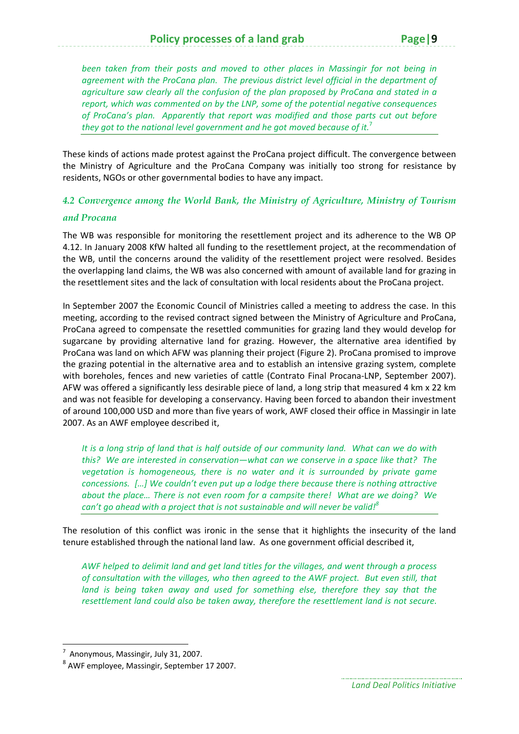*been taken from their posts and moved to other places in Massingir for not being in agreement with the ProCana plan. The previous district level official in the department of agriculture saw clearly all the confusion of the plan proposed by ProCana and stated in a report, which was commented on by the LNP, some of the potential negative consequences of ProCana's plan. Apparently that report was modified and those parts cut out before they got to the national level government and he got moved because of it.*[7]

These kinds of actions made protest against the ProCana project difficult. The convergence between the Ministry of Agriculture and the ProCana Company was initially too strong for resistance by residents, NGOs or other governmental bodies to have any impact.

### *4.2 Convergence among the World Bank, the Ministry of Agriculture, Ministry of Tourism and Procana*

The WB was responsible for monitoring the resettlement project and its adherence to the WB OP 4.12. In January 2008 KfW halted all funding to the resettlement project, at the recommendation of the WB, until the concerns around the validity of the resettlement project were resolved. Besides the overlapping land claims, the WB was also concerned with amount of available land for grazing in the resettlement sites and the lack of consultation with local residents about the ProCana project.

In September 2007 the Economic Council of Ministries called a meeting to address the case. In this meeting, according to the revised contract signed between the Ministry of Agriculture and ProCana, ProCana agreed to compensate the resettled communities for grazing land they would develop for sugarcane by providing alternative land for grazing. However, the alternative area identified by ProCana was land on which AFW was planning their project (Figure 2). ProCana promised to improve the grazing potential in the alternative area and to establish an intensive grazing system, complete with boreholes, fences and new varieties of cattle (Contrato Final Procana-LNP, September 2007). AFW was offered a significantly less desirable piece of land, a long strip that measured 4 km x 22 km and was not feasible for developing a conservancy. Having been forced to abandon their investment of around 100,000 USD and more than five years of work, AWF closed their office in Massingir in late 2007. As an AWF employee described it,

*It is a long strip of land that is half outside of our community land. What can we do with this? We are interested in conservation—what can we conserve in a space like that? The vegetation is homogeneous, there is no water and it is surrounded by private game concessions. […] We couldn't even put up a lodge there because there is nothing attractive about the place… There is not even room for a campsite there! What are we doing? We can't go ahead with a project that is not sustainable and will never be valid!*[8]

The resolution of this conflict was ironic in the sense that it highlights the insecurity of the land tenure established through the national land law. As one government official described it,

*AWF helped to delimit land and get land titles for the villages, and went through a process of consultation with the villages, who then agreed to the AWF project. But even still, that land is being taken away and used for something else, therefore they say that the resettlement land could also be taken away, therefore the resettlement land is not secure.*

---

[7] Anonymous, Massingir, July 31, 2007.

[8] AWF employee, Massingir, September 17 2007.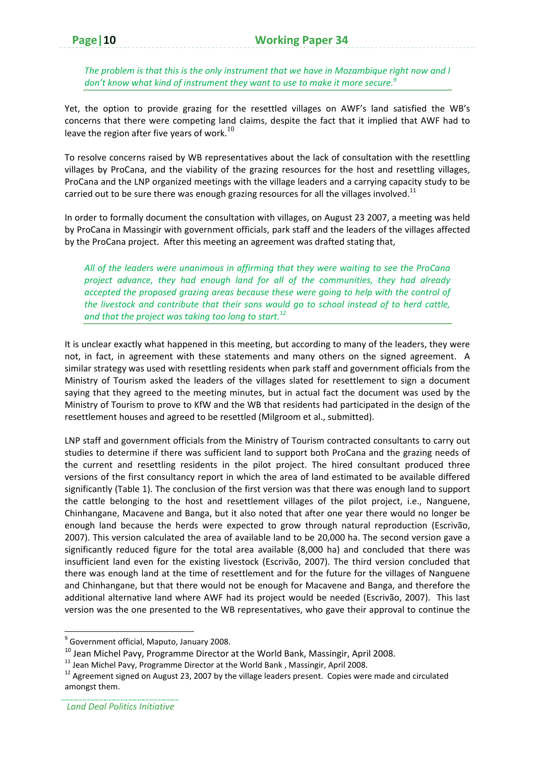*The problem is that this is the only instrument that we have in Mozambique right now and I don't know what kind of instrument they want to use to make it more secure.*[9]

Yet, the option to provide grazing for the resettled villages on AWF's land satisfied the WB's concerns that there were competing land claims, despite the fact that it implied that AWF had to leave the region after five years of work.[10]

To resolve concerns raised by WB representatives about the lack of consultation with the resettling villages by ProCana, and the viability of the grazing resources for the host and resettling villages, ProCana and the LNP organized meetings with the village leaders and a carrying capacity study to be carried out to be sure there was enough grazing resources for all the villages involved.[11]

In order to formally document the consultation with villages, on August 23 2007, a meeting was held by ProCana in Massingir with government officials, park staff and the leaders of the villages affected by the ProCana project. After this meeting an agreement was drafted stating that,

*All of the leaders were unanimous in affirming that they were waiting to see the ProCana project advance, they had enough land for all of the communities, they had already accepted the proposed grazing areas because these were going to help with the control of the livestock and contribute that their sons would go to school instead of to herd cattle, and that the project was taking too long to start.*[12]

It is unclear exactly what happened in this meeting, but according to many of the leaders, they were not, in fact, in agreement with these statements and many others on the signed agreement. A similar strategy was used with resettling residents when park staff and government officials from the Ministry of Tourism asked the leaders of the villages slated for resettlement to sign a document saying that they agreed to the meeting minutes, but in actual fact the document was used by the Ministry of Tourism to prove to KfW and the WB that residents had participated in the design of the resettlement houses and agreed to be resettled (Milgroom et al., submitted).

LNP staff and government officials from the Ministry of Tourism contracted consultants to carry out studies to determine if there was sufficient land to support both ProCana and the grazing needs of the current and resettling residents in the pilot project. The hired consultant produced three versions of the first consultancy report in which the area of land estimated to be available differed significantly (Table 1). The conclusion of the first version was that there was enough land to support the cattle belonging to the host and resettlement villages of the pilot project, i.e., Nanguene, Chinhangane, Macavene and Banga, but it also noted that after one year there would no longer be enough land because the herds were expected to grow through natural reproduction (Escrivão, 2007). This version calculated the area of available land to be 20,000 ha. The second version gave a significantly reduced figure for the total area available (8,000 ha) and concluded that there was insufficient land even for the existing livestock (Escrivão, 2007). The third version concluded that there was enough land at the time of resettlement and for the future for the villages of Nanguene and Chinhangane, but that there would not be enough for Macavene and Banga, and therefore the additional alternative land where AWF had its project would be needed (Escrivão, 2007). This last version was the one presented to the WB representatives, who gave their approval to continue the

---

[9] Government official, Maputo, January 2008.

[10] Jean Michel Pavy, Programme Director at the World Bank, Massingir, April 2008.

[11] Jean Michel Pavy, Programme Director at the World Bank , Massingir, April 2008.

[12] Agreement signed on August 23, 2007 by the village leaders present. Copies were made and circulated amongst them.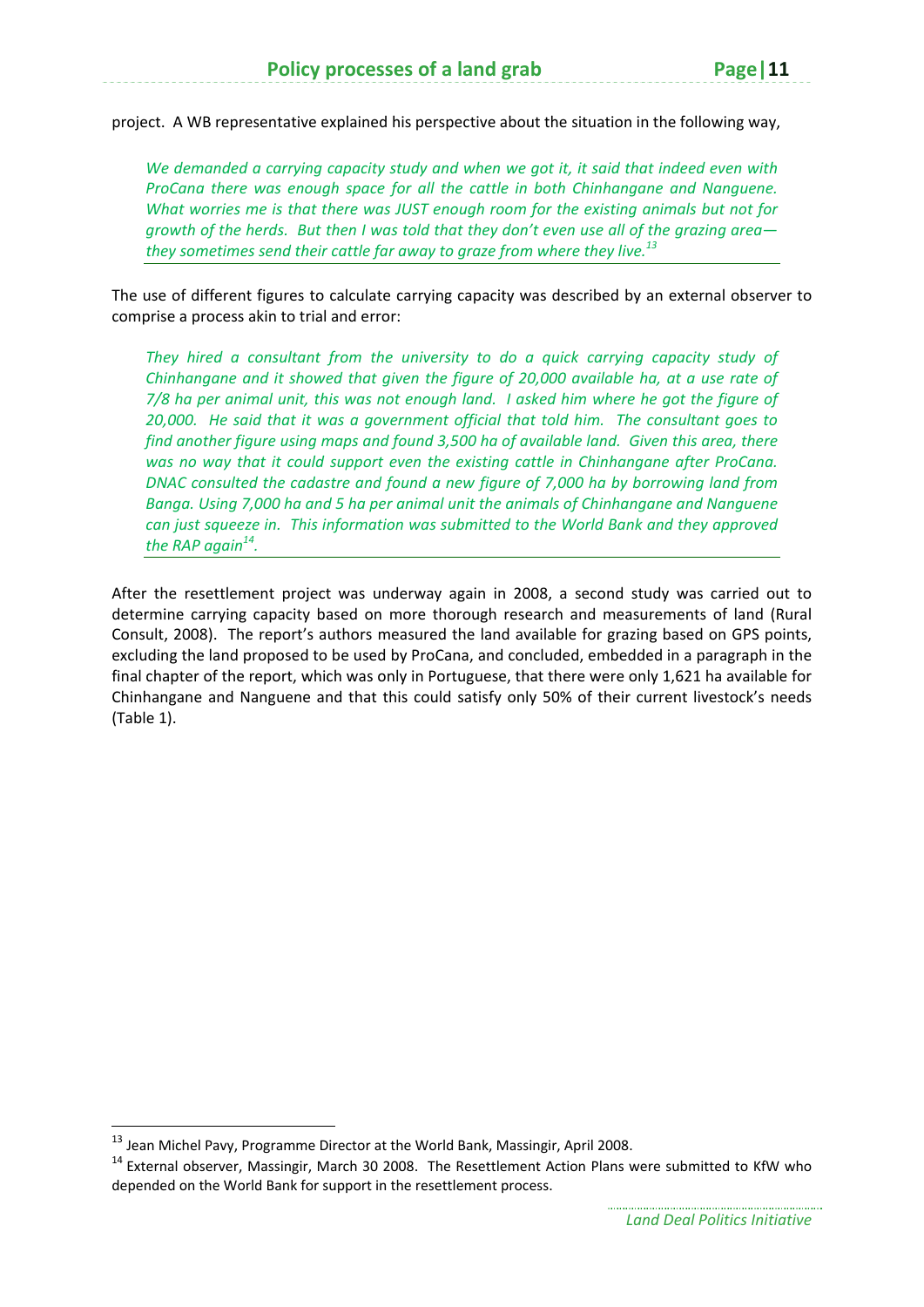project. A WB representative explained his perspective about the situation in the following way,

> *We demanded a carrying capacity study and when we got it, it said that indeed even with ProCana there was enough space for all the cattle in both Chinhangane and Nanguene. What worries me is that there was JUST enough room for the existing animals but not for growth of the herds. But then I was told that they don't even use all of the grazing area—they sometimes send their cattle far away to graze from where they live.*[13]

The use of different figures to calculate carrying capacity was described by an external observer to comprise a process akin to trial and error:

> *They hired a consultant from the university to do a quick carrying capacity study of Chinhangane and it showed that given the figure of 20,000 available ha, at a use rate of 7/8 ha per animal unit, this was not enough land. I asked him where he got the figure of 20,000. He said that it was a government official that told him. The consultant goes to find another figure using maps and found 3,500 ha of available land. Given this area, there was no way that it could support even the existing cattle in Chinhangane after ProCana. DNAC consulted the cadastre and found a new figure of 7,000 ha by borrowing land from Banga. Using 7,000 ha and 5 ha per animal unit the animals of Chinhangane and Nanguene can just squeeze in. This information was submitted to the World Bank and they approved the RAP again*[14].

After the resettlement project was underway again in 2008, a second study was carried out to determine carrying capacity based on more thorough research and measurements of land (Rural Consult, 2008). The report's authors measured the land available for grazing based on GPS points, excluding the land proposed to be used by ProCana, and concluded, embedded in a paragraph in the final chapter of the report, which was only in Portuguese, that there were only 1,621 ha available for Chinhangane and Nanguene and that this could satisfy only 50% of their current livestock's needs (Table 1).

---

[13] Jean Michel Pavy, Programme Director at the World Bank, Massingir, April 2008.

[14] External observer, Massingir, March 30 2008. The Resettlement Action Plans were submitted to KfW who depended on the World Bank for support in the resettlement process.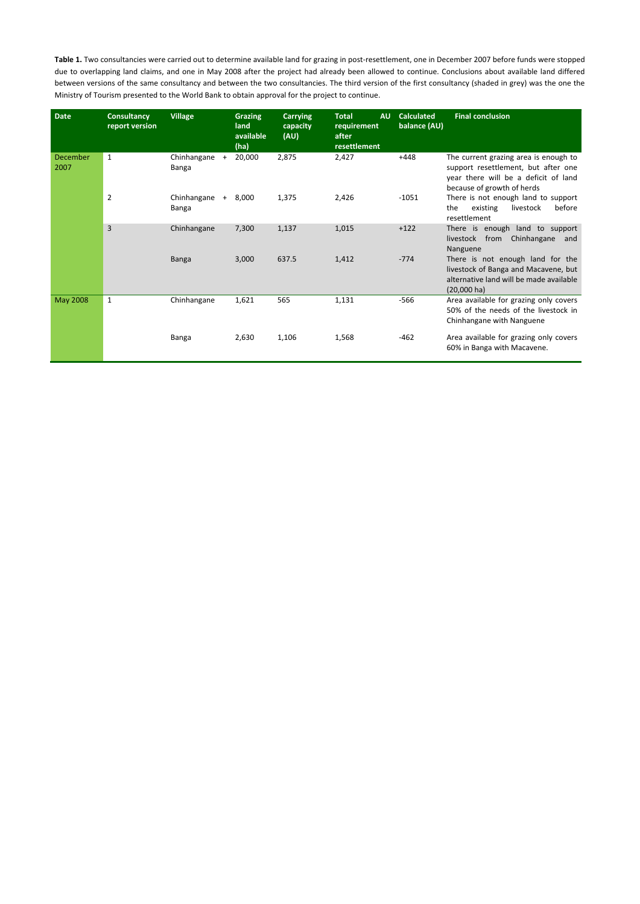**Table 1.** Two consultancies were carried out to determine available land for grazing in post-resettlement, one in December 2007 before funds were stopped due to overlapping land claims, and one in May 2008 after the project had already been allowed to continue. Conclusions about available land differed between versions of the same consultancy and between the two consultancies. The third version of the first consultancy (shaded in grey) was the one the Ministry of Tourism presented to the World Bank to obtain approval for the project to continue.

| Date | Consultancy report version | Village | Grazing land available (ha) | Carrying capacity (AU) | Total AU requirement after resettlement | Calculated balance (AU) | Final conclusion |
|---|---|---|---|---|---|---|---|
| December 2007 | 1 | Chinhangane + Banga | 20,000 | 2,875 | 2,427 | +448 | The current grazing area is enough to support resettlement, but after one year there will be a deficit of land because of growth of herds |
| | 2 | Chinhangane + Banga | 8,000 | 1,375 | 2,426 | -1051 | There is not enough land to support the existing livestock before resettlement |
| | 3 | Chinhangane | 7,300 | 1,137 | 1,015 | +122 | There is enough land to support livestock from Chinhangane and Nanguene |
| | | Banga | 3,000 | 637.5 | 1,412 | -774 | There is not enough land for the livestock of Banga and Macavene, but alternative land will be made available (20,000 ha) |
| May 2008 | 1 | Chinhangane | 1,621 | 565 | 1,131 | -566 | Area available for grazing only covers 50% of the needs of the livestock in Chinhangane with Nanguene |
| | | Banga | 2,630 | 1,106 | 1,568 | -462 | Area available for grazing only covers 60% in Banga with Macavene. |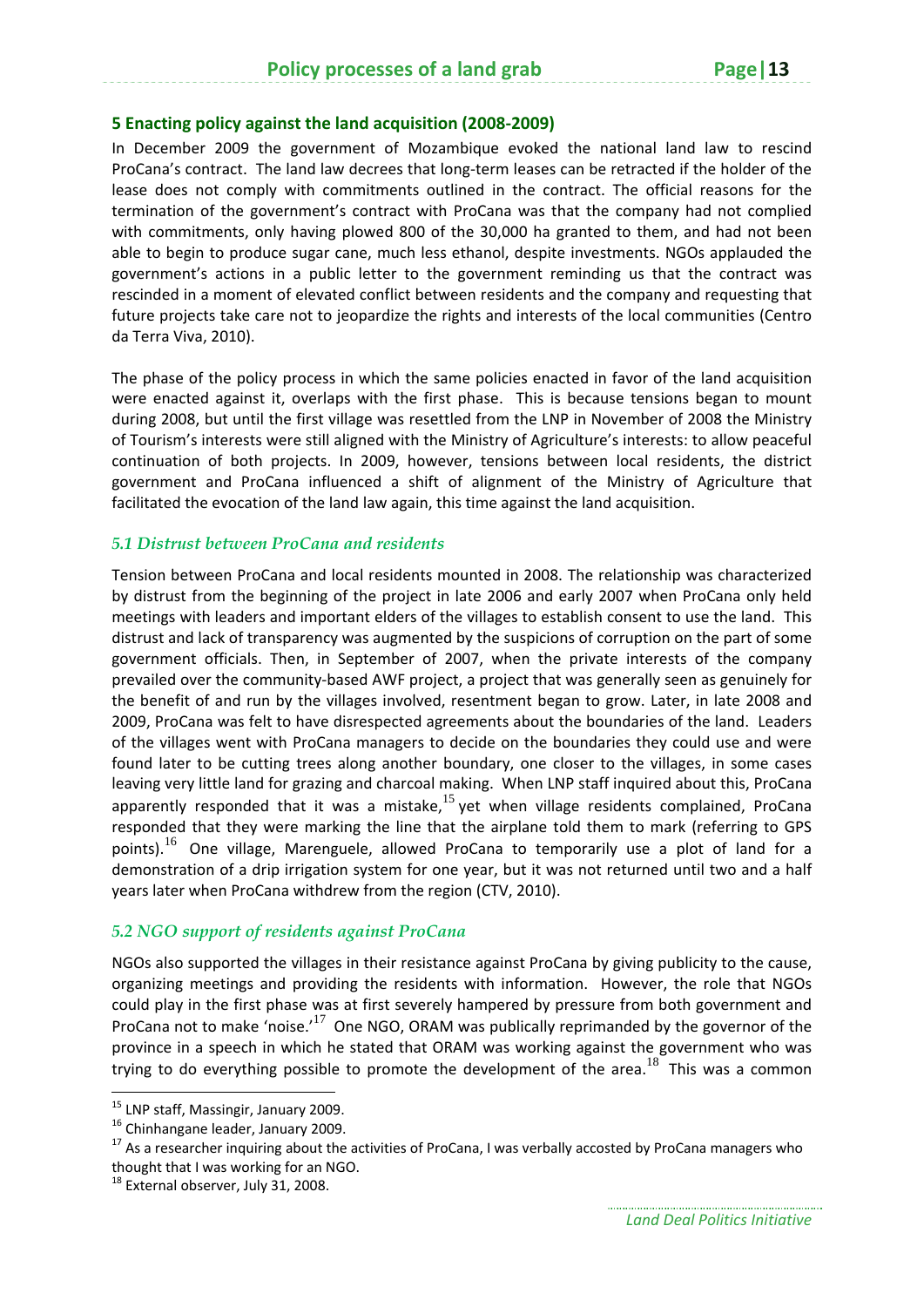## 5 Enacting policy against the land acquisition (2008-2009)

In December 2009 the government of Mozambique evoked the national land law to rescind ProCana's contract. The land law decrees that long-term leases can be retracted if the holder of the lease does not comply with commitments outlined in the contract. The official reasons for the termination of the government's contract with ProCana was that the company had not complied with commitments, only having plowed 800 of the 30,000 ha granted to them, and had not been able to begin to produce sugar cane, much less ethanol, despite investments. NGOs applauded the government's actions in a public letter to the government reminding us that the contract was rescinded in a moment of elevated conflict between residents and the company and requesting that future projects take care not to jeopardize the rights and interests of the local communities (Centro da Terra Viva, 2010).

The phase of the policy process in which the same policies enacted in favor of the land acquisition were enacted against it, overlaps with the first phase. This is because tensions began to mount during 2008, but until the first village was resettled from the LNP in November of 2008 the Ministry of Tourism's interests were still aligned with the Ministry of Agriculture's interests: to allow peaceful continuation of both projects. In 2009, however, tensions between local residents, the district government and ProCana influenced a shift of alignment of the Ministry of Agriculture that facilitated the evocation of the land law again, this time against the land acquisition.

### *5.1 Distrust between ProCana and residents*

Tension between ProCana and local residents mounted in 2008. The relationship was characterized by distrust from the beginning of the project in late 2006 and early 2007 when ProCana only held meetings with leaders and important elders of the villages to establish consent to use the land. This distrust and lack of transparency was augmented by the suspicions of corruption on the part of some government officials. Then, in September of 2007, when the private interests of the company prevailed over the community-based AWF project, a project that was generally seen as genuinely for the benefit of and run by the villages involved, resentment began to grow. Later, in late 2008 and 2009, ProCana was felt to have disrespected agreements about the boundaries of the land. Leaders of the villages went with ProCana managers to decide on the boundaries they could use and were found later to be cutting trees along another boundary, one closer to the villages, in some cases leaving very little land for grazing and charcoal making. When LNP staff inquired about this, ProCana apparently responded that it was a mistake,[15] yet when village residents complained, ProCana responded that they were marking the line that the airplane told them to mark (referring to GPS points).[16] One village, Marenguele, allowed ProCana to temporarily use a plot of land for a demonstration of a drip irrigation system for one year, but it was not returned until two and a half years later when ProCana withdrew from the region (CTV, 2010).

### *5.2 NGO support of residents against ProCana*

NGOs also supported the villages in their resistance against ProCana by giving publicity to the cause, organizing meetings and providing the residents with information. However, the role that NGOs could play in the first phase was at first severely hampered by pressure from both government and ProCana not to make 'noise.'[17] One NGO, ORAM was publically reprimanded by the governor of the province in a speech in which he stated that ORAM was working against the government who was trying to do everything possible to promote the development of the area.[18] This was a common

---

[15] LNP staff, Massingir, January 2009.

[16] Chinhangane leader, January 2009.

[17] As a researcher inquiring about the activities of ProCana, I was verbally accosted by ProCana managers who thought that I was working for an NGO.

[18] External observer, July 31, 2008.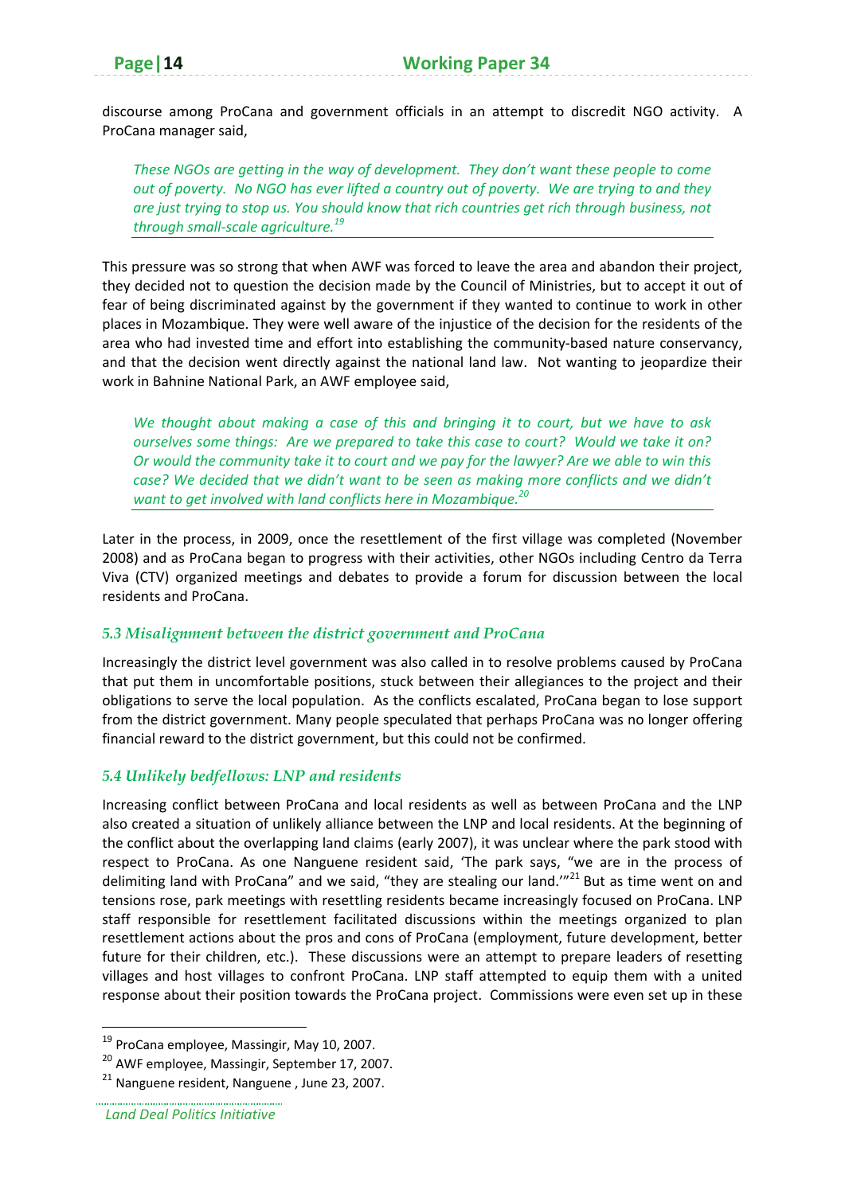discourse among ProCana and government officials in an attempt to discredit NGO activity. A ProCana manager said,

> *These NGOs are getting in the way of development. They don't want these people to come out of poverty. No NGO has ever lifted a country out of poverty. We are trying to and they are just trying to stop us. You should know that rich countries get rich through business, not through small-scale agriculture.*[19]

This pressure was so strong that when AWF was forced to leave the area and abandon their project, they decided not to question the decision made by the Council of Ministries, but to accept it out of fear of being discriminated against by the government if they wanted to continue to work in other places in Mozambique. They were well aware of the injustice of the decision for the residents of the area who had invested time and effort into establishing the community-based nature conservancy, and that the decision went directly against the national land law. Not wanting to jeopardize their work in Bahnine National Park, an AWF employee said,

> *We thought about making a case of this and bringing it to court, but we have to ask ourselves some things: Are we prepared to take this case to court? Would we take it on? Or would the community take it to court and we pay for the lawyer? Are we able to win this case? We decided that we didn't want to be seen as making more conflicts and we didn't want to get involved with land conflicts here in Mozambique.*[20]

Later in the process, in 2009, once the resettlement of the first village was completed (November 2008) and as ProCana began to progress with their activities, other NGOs including Centro da Terra Viva (CTV) organized meetings and debates to provide a forum for discussion between the local residents and ProCana.

### *5.3 Misalignment between the district government and ProCana*

Increasingly the district level government was also called in to resolve problems caused by ProCana that put them in uncomfortable positions, stuck between their allegiances to the project and their obligations to serve the local population. As the conflicts escalated, ProCana began to lose support from the district government. Many people speculated that perhaps ProCana was no longer offering financial reward to the district government, but this could not be confirmed.

### *5.4 Unlikely bedfellows: LNP and residents*

Increasing conflict between ProCana and local residents as well as between ProCana and the LNP also created a situation of unlikely alliance between the LNP and local residents. At the beginning of the conflict about the overlapping land claims (early 2007), it was unclear where the park stood with respect to ProCana. As one Nanguene resident said, 'The park says, "we are in the process of delimiting land with ProCana" and we said, "they are stealing our land."'[21] But as time went on and tensions rose, park meetings with resettling residents became increasingly focused on ProCana. LNP staff responsible for resettlement facilitated discussions within the meetings organized to plan resettlement actions about the pros and cons of ProCana (employment, future development, better future for their children, etc.). These discussions were an attempt to prepare leaders of resetting villages and host villages to confront ProCana. LNP staff attempted to equip them with a united response about their position towards the ProCana project. Commissions were even set up in these

---

[19] ProCana employee, Massingir, May 10, 2007.

[20] AWF employee, Massingir, September 17, 2007.

[21] Nanguene resident, Nanguene , June 23, 2007.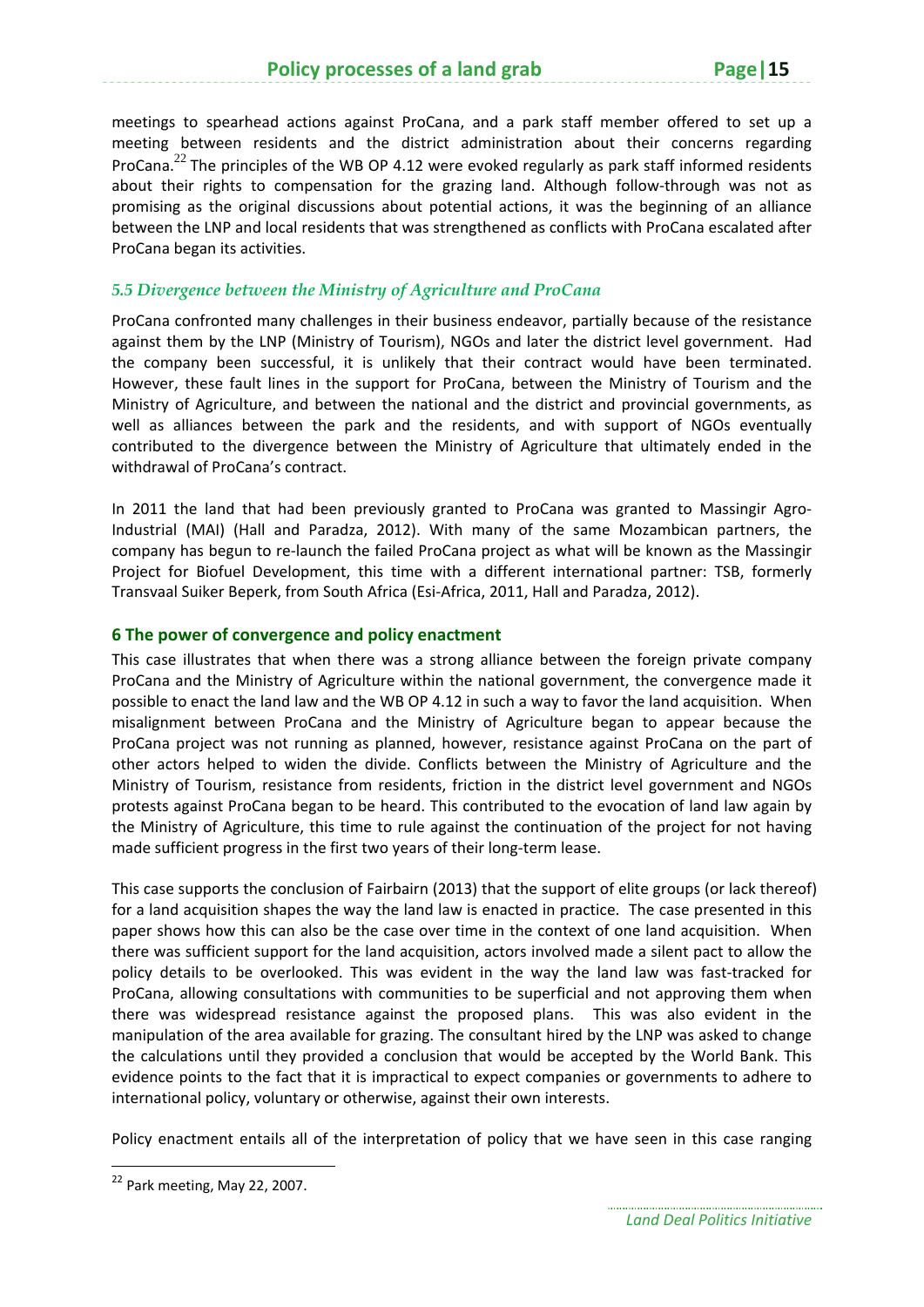meetings to spearhead actions against ProCana, and a park staff member offered to set up a meeting between residents and the district administration about their concerns regarding ProCana.[22] The principles of the WB OP 4.12 were evoked regularly as park staff informed residents about their rights to compensation for the grazing land. Although follow-through was not as promising as the original discussions about potential actions, it was the beginning of an alliance between the LNP and local residents that was strengthened as conflicts with ProCana escalated after ProCana began its activities.

### *5.5 Divergence between the Ministry of Agriculture and ProCana*

ProCana confronted many challenges in their business endeavor, partially because of the resistance against them by the LNP (Ministry of Tourism), NGOs and later the district level government. Had the company been successful, it is unlikely that their contract would have been terminated. However, these fault lines in the support for ProCana, between the Ministry of Tourism and the Ministry of Agriculture, and between the national and the district and provincial governments, as well as alliances between the park and the residents, and with support of NGOs eventually contributed to the divergence between the Ministry of Agriculture that ultimately ended in the withdrawal of ProCana's contract.

In 2011 the land that had been previously granted to ProCana was granted to Massingir Agro-Industrial (MAI) (Hall and Paradza, 2012). With many of the same Mozambican partners, the company has begun to re-launch the failed ProCana project as what will be known as the Massingir Project for Biofuel Development, this time with a different international partner: TSB, formerly Transvaal Suiker Beperk, from South Africa (Esi-Africa, 2011, Hall and Paradza, 2012).

## 6 The power of convergence and policy enactment

This case illustrates that when there was a strong alliance between the foreign private company ProCana and the Ministry of Agriculture within the national government, the convergence made it possible to enact the land law and the WB OP 4.12 in such a way to favor the land acquisition. When misalignment between ProCana and the Ministry of Agriculture began to appear because the ProCana project was not running as planned, however, resistance against ProCana on the part of other actors helped to widen the divide. Conflicts between the Ministry of Agriculture and the Ministry of Tourism, resistance from residents, friction in the district level government and NGOs protests against ProCana began to be heard. This contributed to the evocation of land law again by the Ministry of Agriculture, this time to rule against the continuation of the project for not having made sufficient progress in the first two years of their long-term lease.

This case supports the conclusion of Fairbairn (2013) that the support of elite groups (or lack thereof) for a land acquisition shapes the way the land law is enacted in practice. The case presented in this paper shows how this can also be the case over time in the context of one land acquisition. When there was sufficient support for the land acquisition, actors involved made a silent pact to allow the policy details to be overlooked. This was evident in the way the land law was fast-tracked for ProCana, allowing consultations with communities to be superficial and not approving them when there was widespread resistance against the proposed plans. This was also evident in the manipulation of the area available for grazing. The consultant hired by the LNP was asked to change the calculations until they provided a conclusion that would be accepted by the World Bank. This evidence points to the fact that it is impractical to expect companies or governments to adhere to international policy, voluntary or otherwise, against their own interests.

Policy enactment entails all of the interpretation of policy that we have seen in this case ranging

[22] Park meeting, May 22, 2007.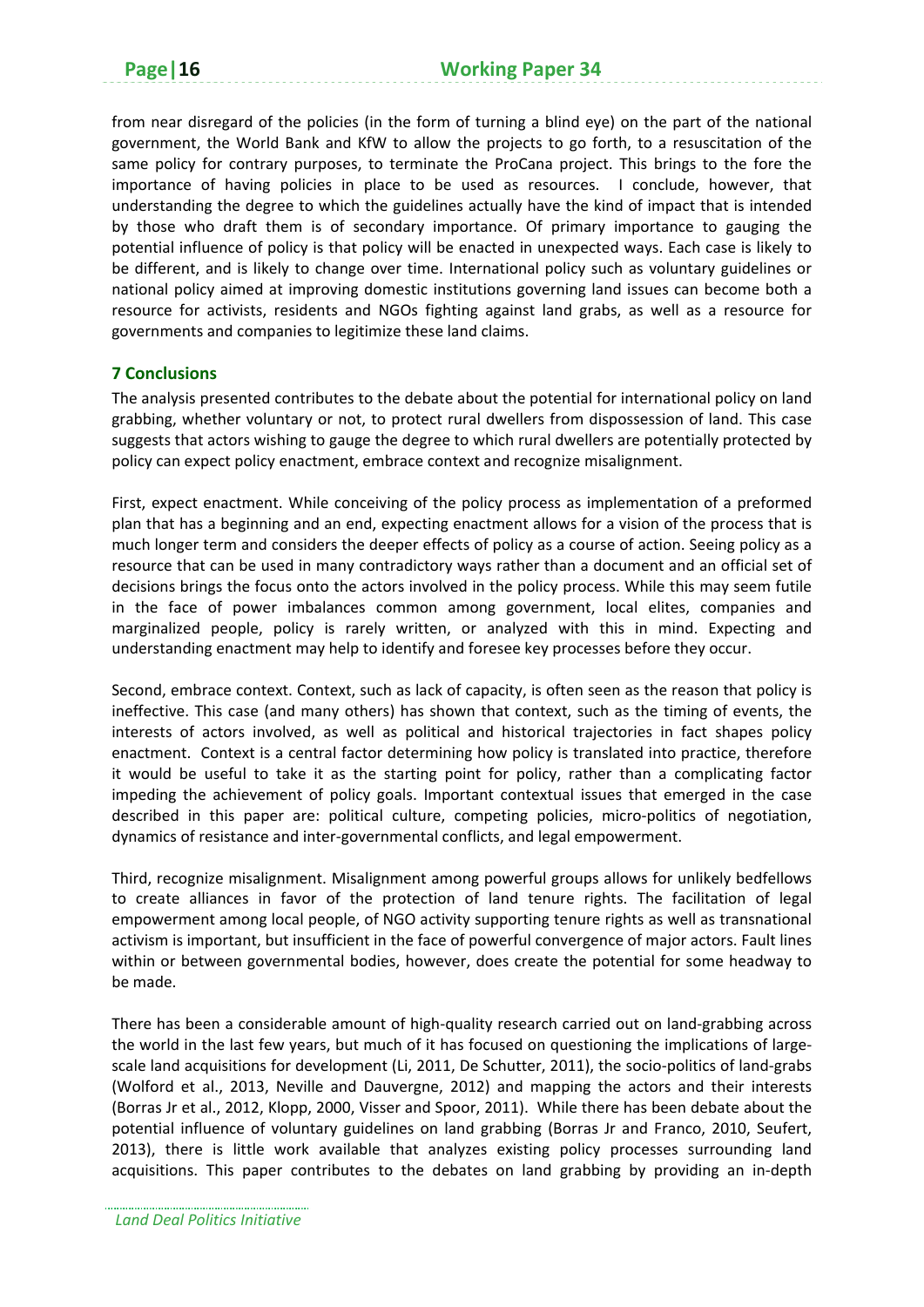from near disregard of the policies (in the form of turning a blind eye) on the part of the national government, the World Bank and KfW to allow the projects to go forth, to a resuscitation of the same policy for contrary purposes, to terminate the ProCana project. This brings to the fore the importance of having policies in place to be used as resources. I conclude, however, that understanding the degree to which the guidelines actually have the kind of impact that is intended by those who draft them is of secondary importance. Of primary importance to gauging the potential influence of policy is that policy will be enacted in unexpected ways. Each case is likely to be different, and is likely to change over time. International policy such as voluntary guidelines or national policy aimed at improving domestic institutions governing land issues can become both a resource for activists, residents and NGOs fighting against land grabs, as well as a resource for governments and companies to legitimize these land claims.

## 7 Conclusions

The analysis presented contributes to the debate about the potential for international policy on land grabbing, whether voluntary or not, to protect rural dwellers from dispossession of land. This case suggests that actors wishing to gauge the degree to which rural dwellers are potentially protected by policy can expect policy enactment, embrace context and recognize misalignment.

First, expect enactment. While conceiving of the policy process as implementation of a preformed plan that has a beginning and an end, expecting enactment allows for a vision of the process that is much longer term and considers the deeper effects of policy as a course of action. Seeing policy as a resource that can be used in many contradictory ways rather than a document and an official set of decisions brings the focus onto the actors involved in the policy process. While this may seem futile in the face of power imbalances common among government, local elites, companies and marginalized people, policy is rarely written, or analyzed with this in mind. Expecting and understanding enactment may help to identify and foresee key processes before they occur.

Second, embrace context. Context, such as lack of capacity, is often seen as the reason that policy is ineffective. This case (and many others) has shown that context, such as the timing of events, the interests of actors involved, as well as political and historical trajectories in fact shapes policy enactment. Context is a central factor determining how policy is translated into practice, therefore it would be useful to take it as the starting point for policy, rather than a complicating factor impeding the achievement of policy goals. Important contextual issues that emerged in the case described in this paper are: political culture, competing policies, micro-politics of negotiation, dynamics of resistance and inter-governmental conflicts, and legal empowerment.

Third, recognize misalignment. Misalignment among powerful groups allows for unlikely bedfellows to create alliances in favor of the protection of land tenure rights. The facilitation of legal empowerment among local people, of NGO activity supporting tenure rights as well as transnational activism is important, but insufficient in the face of powerful convergence of major actors. Fault lines within or between governmental bodies, however, does create the potential for some headway to be made.

There has been a considerable amount of high-quality research carried out on land-grabbing across the world in the last few years, but much of it has focused on questioning the implications of large-scale land acquisitions for development (Li, 2011, De Schutter, 2011), the socio-politics of land-grabs (Wolford et al., 2013, Neville and Dauvergne, 2012) and mapping the actors and their interests (Borras Jr et al., 2012, Klopp, 2000, Visser and Spoor, 2011). While there has been debate about the potential influence of voluntary guidelines on land grabbing (Borras Jr and Franco, 2010, Seufert, 2013), there is little work available that analyzes existing policy processes surrounding land acquisitions. This paper contributes to the debates on land grabbing by providing an in-depth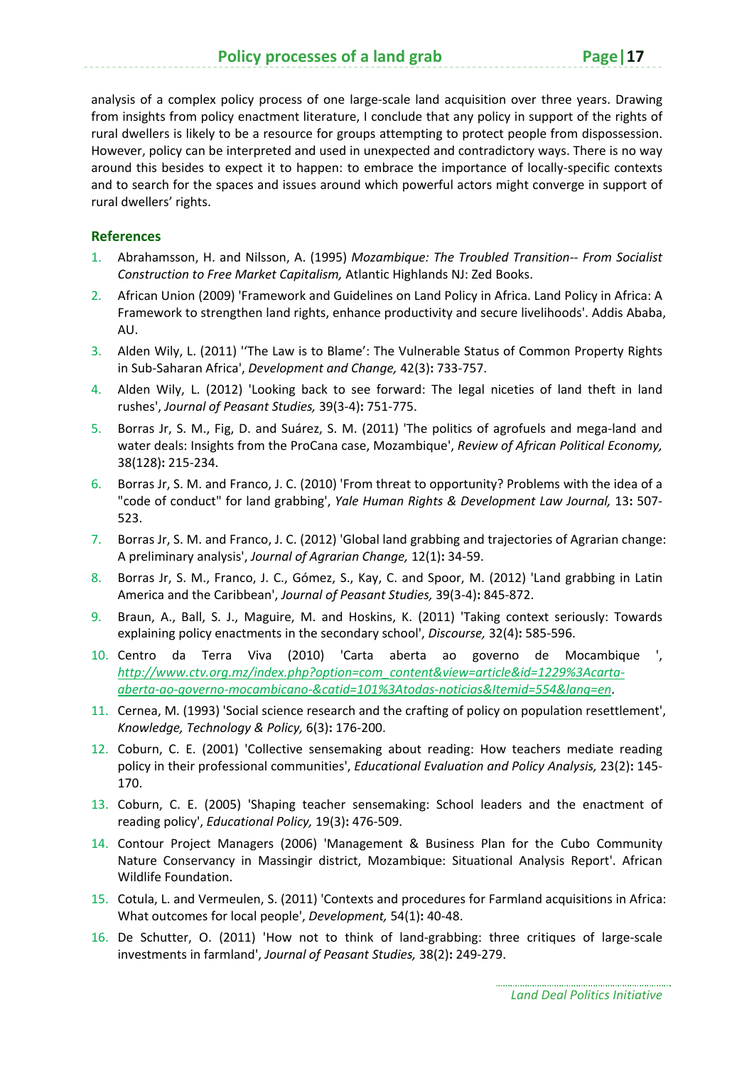analysis of a complex policy process of one large-scale land acquisition over three years. Drawing from insights from policy enactment literature, I conclude that any policy in support of the rights of rural dwellers is likely to be a resource for groups attempting to protect people from dispossession. However, policy can be interpreted and used in unexpected and contradictory ways. There is no way around this besides to expect it to happen: to embrace the importance of locally-specific contexts and to search for the spaces and issues around which powerful actors might converge in support of rural dwellers' rights.

## References

1. Abrahamsson, H. and Nilsson, A. (1995) *Mozambique: The Troubled Transition-- From Socialist Construction to Free Market Capitalism,* Atlantic Highlands NJ: Zed Books.
2. African Union (2009) 'Framework and Guidelines on Land Policy in Africa. Land Policy in Africa: A Framework to strengthen land rights, enhance productivity and secure livelihoods'. Addis Ababa, AU.
3. Alden Wily, L. (2011) ''The Law is to Blame': The Vulnerable Status of Common Property Rights in Sub-Saharan Africa', *Development and Change,* 42(3)**:** 733-757.
4. Alden Wily, L. (2012) 'Looking back to see forward: The legal niceties of land theft in land rushes', *Journal of Peasant Studies,* 39(3-4)**:** 751-775.
5. Borras Jr, S. M., Fig, D. and Suárez, S. M. (2011) 'The politics of agrofuels and mega-land and water deals: Insights from the ProCana case, Mozambique', *Review of African Political Economy,* 38(128)**:** 215-234.
6. Borras Jr, S. M. and Franco, J. C. (2010) 'From threat to opportunity? Problems with the idea of a "code of conduct" for land grabbing', *Yale Human Rights & Development Law Journal,* 13**:** 507-523.
7. Borras Jr, S. M. and Franco, J. C. (2012) 'Global land grabbing and trajectories of Agrarian change: A preliminary analysis', *Journal of Agrarian Change,* 12(1)**:** 34-59.
8. Borras Jr, S. M., Franco, J. C., Gómez, S., Kay, C. and Spoor, M. (2012) 'Land grabbing in Latin America and the Caribbean', *Journal of Peasant Studies,* 39(3-4)**:** 845-872.
9. Braun, A., Ball, S. J., Maguire, M. and Hoskins, K. (2011) 'Taking context seriously: Towards explaining policy enactments in the secondary school', *Discourse,* 32(4)**:** 585-596.
10. Centro da Terra Viva (2010) 'Carta aberta ao governo de Mocambique ', *http://www.ctv.org.mz/index.php?option=com_content&view=article&id=1229%3Acarta-aberta-ao-governo-mocambicano-&catid=101%3Atodas-noticias&Itemid=554&lang=en*.
11. Cernea, M. (1993) 'Social science research and the crafting of policy on population resettlement', *Knowledge, Technology & Policy,* 6(3)**:** 176-200.
12. Coburn, C. E. (2001) 'Collective sensemaking about reading: How teachers mediate reading policy in their professional communities', *Educational Evaluation and Policy Analysis,* 23(2)**:** 145-170.
13. Coburn, C. E. (2005) 'Shaping teacher sensemaking: School leaders and the enactment of reading policy', *Educational Policy,* 19(3)**:** 476-509.
14. Contour Project Managers (2006) 'Management & Business Plan for the Cubo Community Nature Conservancy in Massingir district, Mozambique: Situational Analysis Report'. African Wildlife Foundation.
15. Cotula, L. and Vermeulen, S. (2011) 'Contexts and procedures for Farmland acquisitions in Africa: What outcomes for local people', *Development,* 54(1)**:** 40-48.
16. De Schutter, O. (2011) 'How not to think of land-grabbing: three critiques of large-scale investments in farmland', *Journal of Peasant Studies,* 38(2)**:** 249-279.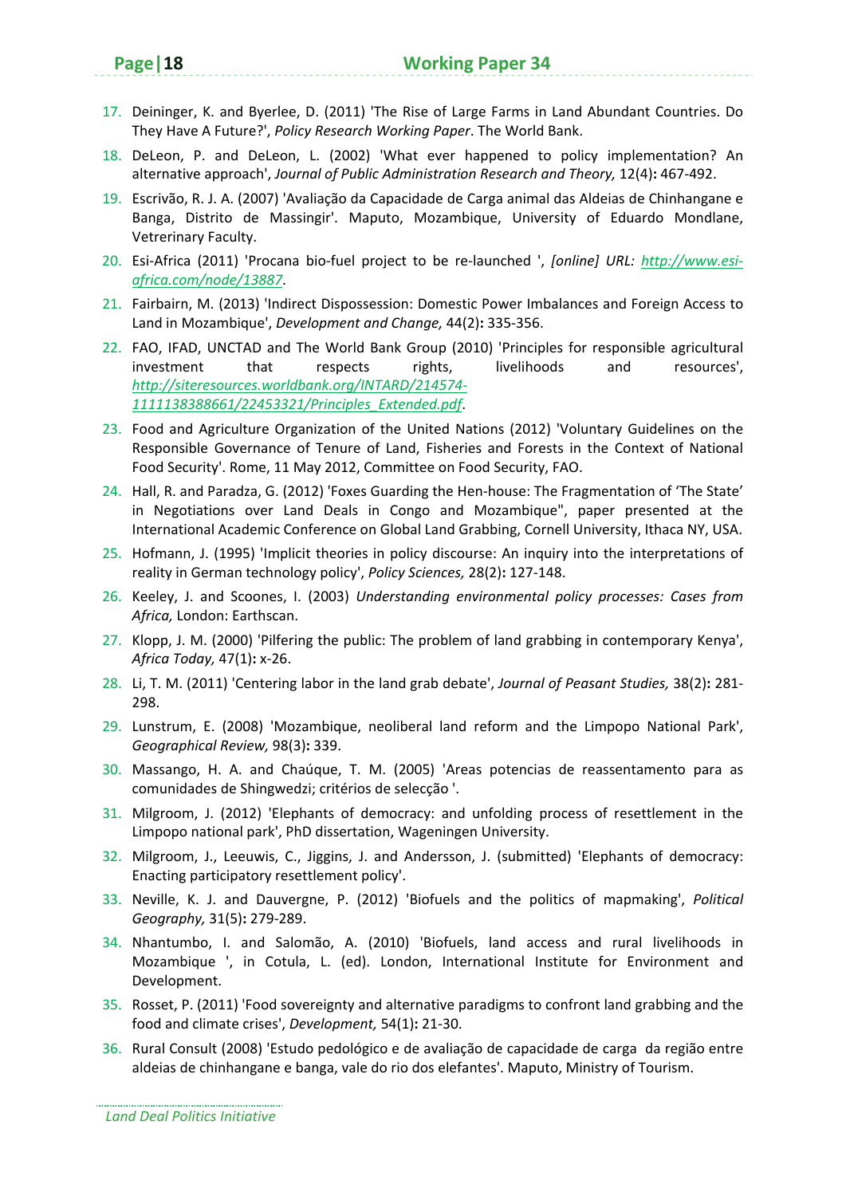17. Deininger, K. and Byerlee, D. (2011) 'The Rise of Large Farms in Land Abundant Countries. Do They Have A Future?', *Policy Research Working Paper*. The World Bank.
18. DeLeon, P. and DeLeon, L. (2002) 'What ever happened to policy implementation? An alternative approach', *Journal of Public Administration Research and Theory,* 12(4)**:** 467-492.
19. Escrivão, R. J. A. (2007) 'Avaliação da Capacidade de Carga animal das Aldeias de Chinhangane e Banga, Distrito de Massingir'. Maputo, Mozambique, University of Eduardo Mondlane, Vetrerinary Faculty.
20. Esi-Africa (2011) 'Procana bio-fuel project to be re-launched ', *[online] URL: http://www.esi-africa.com/node/13887*.
21. Fairbairn, M. (2013) 'Indirect Dispossession: Domestic Power Imbalances and Foreign Access to Land in Mozambique', *Development and Change,* 44(2)**:** 335-356.
22. FAO, IFAD, UNCTAD and The World Bank Group (2010) 'Principles for responsible agricultural investment that respects rights, livelihoods and resources', *http://siteresources.worldbank.org/INTARD/214574-1111138388661/22453321/Principles_Extended.pdf*.
23. Food and Agriculture Organization of the United Nations (2012) 'Voluntary Guidelines on the Responsible Governance of Tenure of Land, Fisheries and Forests in the Context of National Food Security'. Rome, 11 May 2012, Committee on Food Security, FAO.
24. Hall, R. and Paradza, G. (2012) 'Foxes Guarding the Hen-house: The Fragmentation of 'The State' in Negotiations over Land Deals in Congo and Mozambique", paper presented at the International Academic Conference on Global Land Grabbing, Cornell University, Ithaca NY, USA.
25. Hofmann, J. (1995) 'Implicit theories in policy discourse: An inquiry into the interpretations of reality in German technology policy', *Policy Sciences,* 28(2)**:** 127-148.
26. Keeley, J. and Scoones, I. (2003) *Understanding environmental policy processes: Cases from Africa,* London: Earthscan.
27. Klopp, J. M. (2000) 'Pilfering the public: The problem of land grabbing in contemporary Kenya', *Africa Today,* 47(1)**:** x-26.
28. Li, T. M. (2011) 'Centering labor in the land grab debate', *Journal of Peasant Studies,* 38(2)**:** 281-298.
29. Lunstrum, E. (2008) 'Mozambique, neoliberal land reform and the Limpopo National Park', *Geographical Review,* 98(3)**:** 339.
30. Massango, H. A. and Chaúque, T. M. (2005) 'Areas potencias de reassentamento para as comunidades de Shingwedzi; critérios de selecção '.
31. Milgroom, J. (2012) 'Elephants of democracy: and unfolding process of resettlement in the Limpopo national park', PhD dissertation, Wageningen University.
32. Milgroom, J., Leeuwis, C., Jiggins, J. and Andersson, J. (submitted) 'Elephants of democracy: Enacting participatory resettlement policy'.
33. Neville, K. J. and Dauvergne, P. (2012) 'Biofuels and the politics of mapmaking', *Political Geography,* 31(5)**:** 279-289.
34. Nhantumbo, I. and Salomão, A. (2010) 'Biofuels, land access and rural livelihoods in Mozambique ', in Cotula, L. (ed). London, International Institute for Environment and Development.
35. Rosset, P. (2011) 'Food sovereignty and alternative paradigms to confront land grabbing and the food and climate crises', *Development,* 54(1)**:** 21-30.
36. Rural Consult (2008) 'Estudo pedológico e de avaliação de capacidade de carga da região entre aldeias de chinhangane e banga, vale do rio dos elefantes'. Maputo, Ministry of Tourism.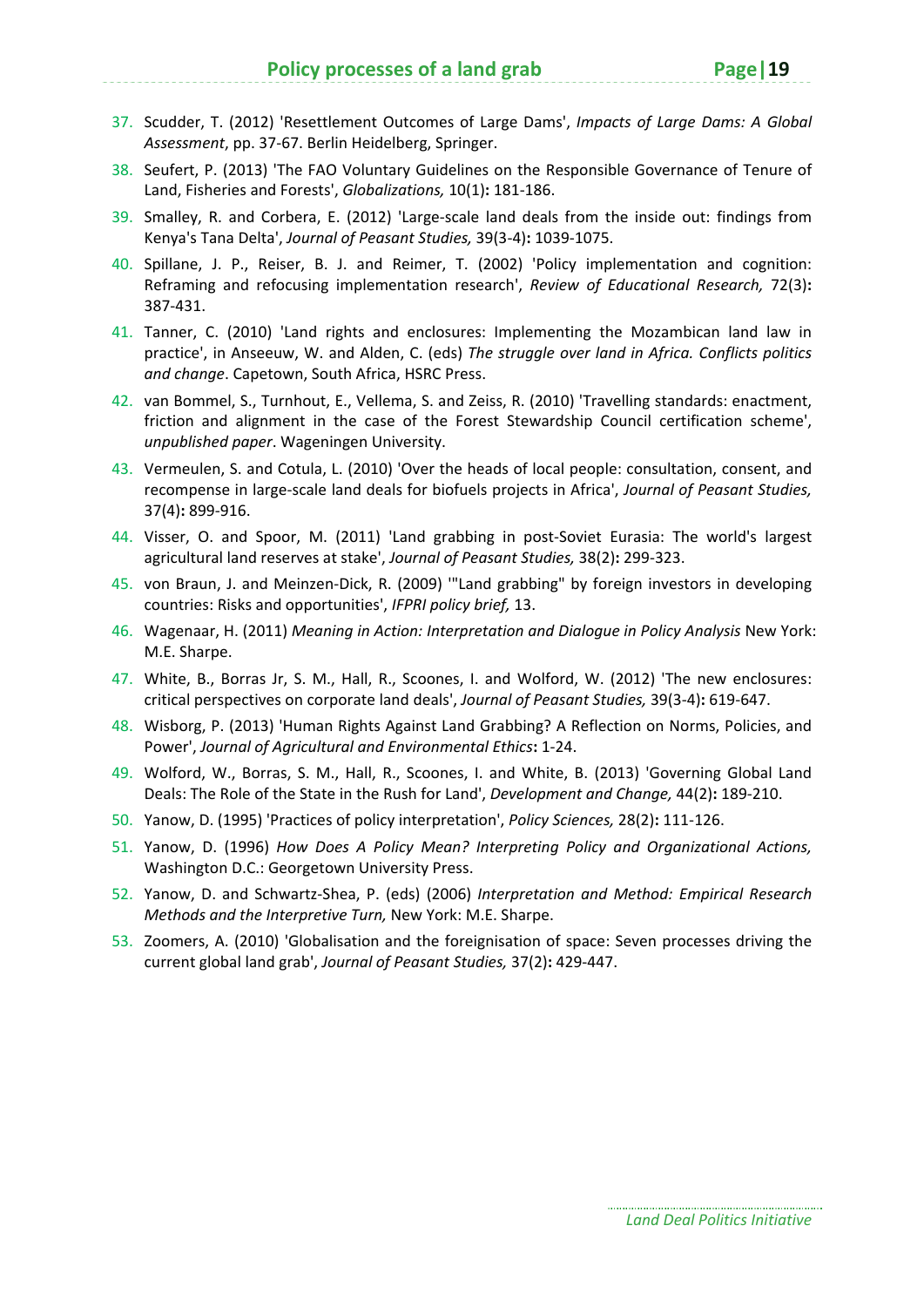37. Scudder, T. (2012) 'Resettlement Outcomes of Large Dams', *Impacts of Large Dams: A Global Assessment*, pp. 37-67. Berlin Heidelberg, Springer.
38. Seufert, P. (2013) 'The FAO Voluntary Guidelines on the Responsible Governance of Tenure of Land, Fisheries and Forests', *Globalizations,* 10(1)**:** 181-186.
39. Smalley, R. and Corbera, E. (2012) 'Large-scale land deals from the inside out: findings from Kenya's Tana Delta', *Journal of Peasant Studies,* 39(3-4)**:** 1039-1075.
40. Spillane, J. P., Reiser, B. J. and Reimer, T. (2002) 'Policy implementation and cognition: Reframing and refocusing implementation research', *Review of Educational Research,* 72(3)**:** 387-431.
41. Tanner, C. (2010) 'Land rights and enclosures: Implementing the Mozambican land law in practice', in Anseeuw, W. and Alden, C. (eds) *The struggle over land in Africa. Conflicts politics and change*. Capetown, South Africa, HSRC Press.
42. van Bommel, S., Turnhout, E., Vellema, S. and Zeiss, R. (2010) 'Travelling standards: enactment, friction and alignment in the case of the Forest Stewardship Council certification scheme', *unpublished paper*. Wageningen University.
43. Vermeulen, S. and Cotula, L. (2010) 'Over the heads of local people: consultation, consent, and recompense in large-scale land deals for biofuels projects in Africa', *Journal of Peasant Studies,* 37(4)**:** 899-916.
44. Visser, O. and Spoor, M. (2011) 'Land grabbing in post-Soviet Eurasia: The world's largest agricultural land reserves at stake', *Journal of Peasant Studies,* 38(2)**:** 299-323.
45. von Braun, J. and Meinzen-Dick, R. (2009) '"Land grabbing" by foreign investors in developing countries: Risks and opportunities', *IFPRI policy brief,* 13.
46. Wagenaar, H. (2011) *Meaning in Action: Interpretation and Dialogue in Policy Analysis* New York: M.E. Sharpe.
47. White, B., Borras Jr, S. M., Hall, R., Scoones, I. and Wolford, W. (2012) 'The new enclosures: critical perspectives on corporate land deals', *Journal of Peasant Studies,* 39(3-4)**:** 619-647.
48. Wisborg, P. (2013) 'Human Rights Against Land Grabbing? A Reflection on Norms, Policies, and Power', *Journal of Agricultural and Environmental Ethics***:** 1-24.
49. Wolford, W., Borras, S. M., Hall, R., Scoones, I. and White, B. (2013) 'Governing Global Land Deals: The Role of the State in the Rush for Land', *Development and Change,* 44(2)**:** 189-210.
50. Yanow, D. (1995) 'Practices of policy interpretation', *Policy Sciences,* 28(2)**:** 111-126.
51. Yanow, D. (1996) *How Does A Policy Mean? Interpreting Policy and Organizational Actions,* Washington D.C.: Georgetown University Press.
52. Yanow, D. and Schwartz-Shea, P. (eds) (2006) *Interpretation and Method: Empirical Research Methods and the Interpretive Turn,* New York: M.E. Sharpe.
53. Zoomers, A. (2010) 'Globalisation and the foreignisation of space: Seven processes driving the current global land grab', *Journal of Peasant Studies,* 37(2)**:** 429-447.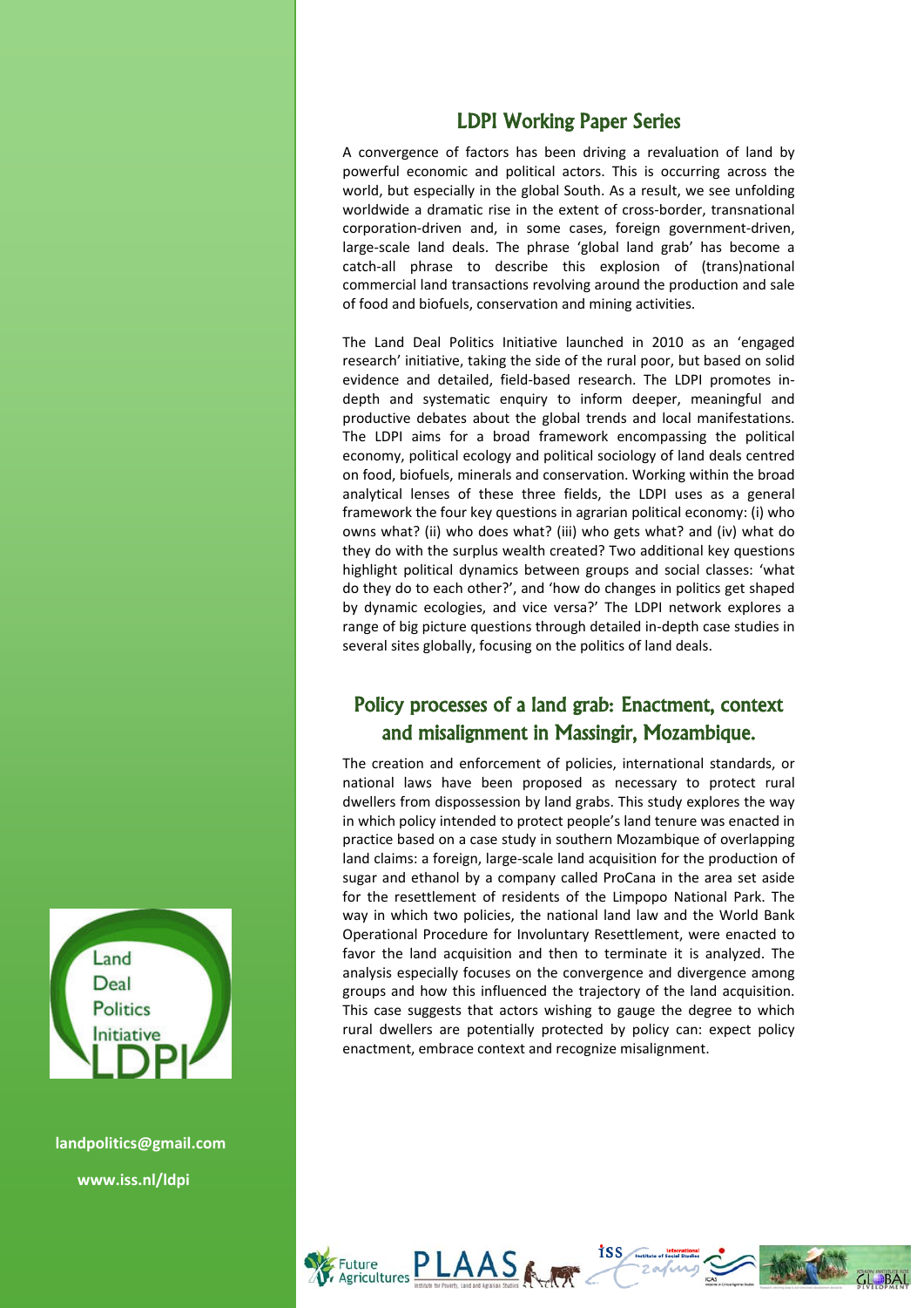## LDPI Working Paper Series

A convergence of factors has been driving a revaluation of land by powerful economic and political actors. This is occurring across the world, but especially in the global South. As a result, we see unfolding worldwide a dramatic rise in the extent of cross-border, transnational corporation-driven and, in some cases, foreign government-driven, large-scale land deals. The phrase 'global land grab' has become a catch-all phrase to describe this explosion of (trans)national commercial land transactions revolving around the production and sale of food and biofuels, conservation and mining activities.

The Land Deal Politics Initiative launched in 2010 as an 'engaged research' initiative, taking the side of the rural poor, but based on solid evidence and detailed, field-based research. The LDPI promotes in-depth and systematic enquiry to inform deeper, meaningful and productive debates about the global trends and local manifestations. The LDPI aims for a broad framework encompassing the political economy, political ecology and political sociology of land deals centred on food, biofuels, minerals and conservation. Working within the broad analytical lenses of these three fields, the LDPI uses as a general framework the four key questions in agrarian political economy: (i) who owns what? (ii) who does what? (iii) who gets what? and (iv) what do they do with the surplus wealth created? Two additional key questions highlight political dynamics between groups and social classes: 'what do they do to each other?', and 'how do changes in politics get shaped by dynamic ecologies, and vice versa?' The LDPI network explores a range of big picture questions through detailed in-depth case studies in several sites globally, focusing on the politics of land deals.

## Policy processes of a land grab: Enactment, context and misalignment in Massingir, Mozambique.

The creation and enforcement of policies, international standards, or national laws have been proposed as necessary to protect rural dwellers from dispossession by land grabs. This study explores the way in which policy intended to protect people's land tenure was enacted in practice based on a case study in southern Mozambique of overlapping land claims: a foreign, large-scale land acquisition for the production of sugar and ethanol by a company called ProCana in the area set aside for the resettlement of residents of the Limpopo National Park. The way in which two policies, the national land law and the World Bank Operational Procedure for Involuntary Resettlement, were enacted to favor the land acquisition and then to terminate it is analyzed. The analysis especially focuses on the convergence and divergence among groups and how this influenced the trajectory of the land acquisition. This case suggests that actors wishing to gauge the degree to which rural dwellers are potentially protected by policy can: expect policy enactment, embrace context and recognize misalignment.

Land Deal Politics Initiative LDPI

**landpolitics@gmail.com**

**www.iss.nl/ldpi**